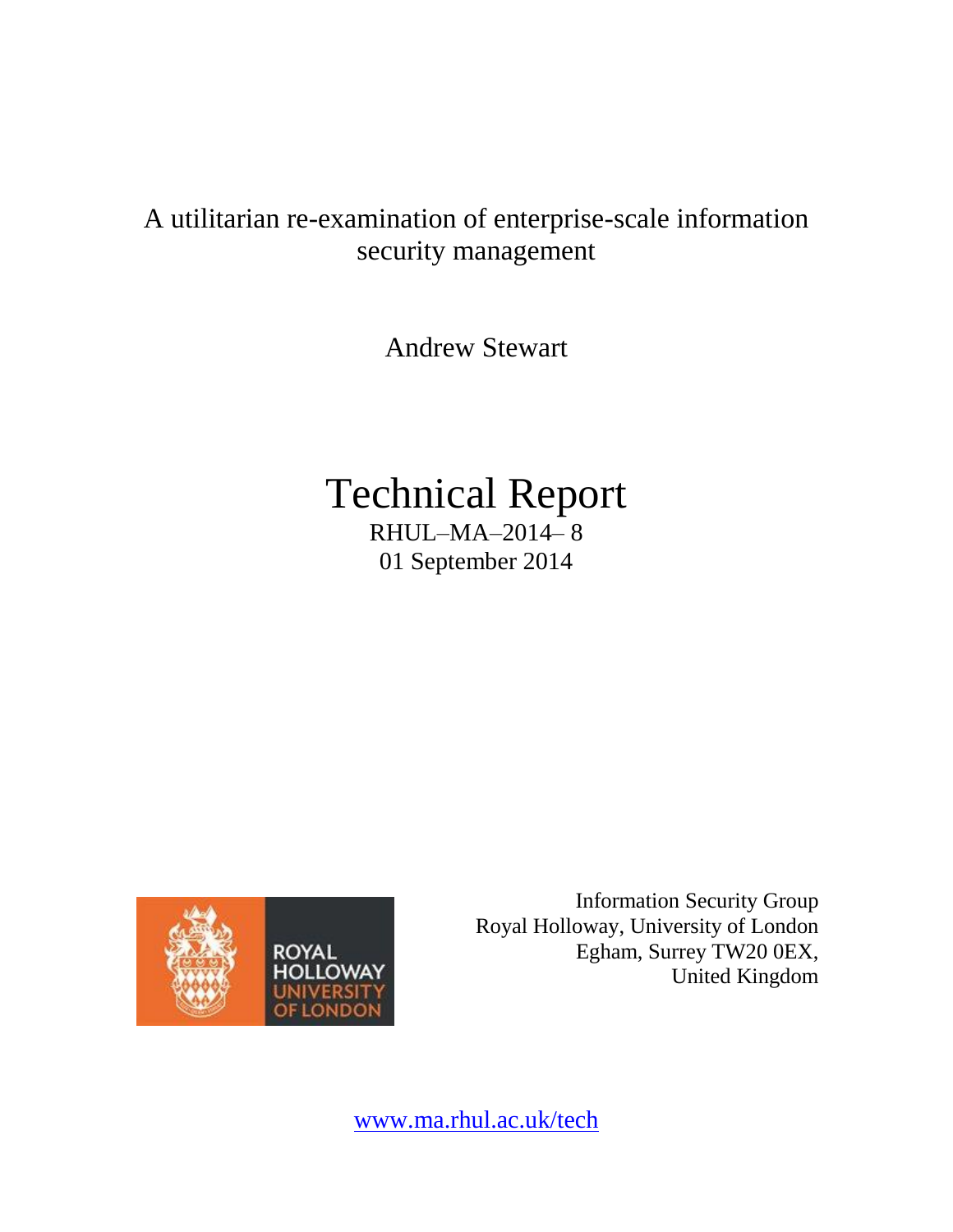# A utilitarian re-examination of enterprise-scale information security management

Andrew Stewart

# Technical Report

RHUL–MA–2014– 8

01 September 2014

Information Security Group
Royal Holloway, University of London
Egham, Surrey TW20 0EX,
United Kingdom

www.ma.rhul.ac.uk/tech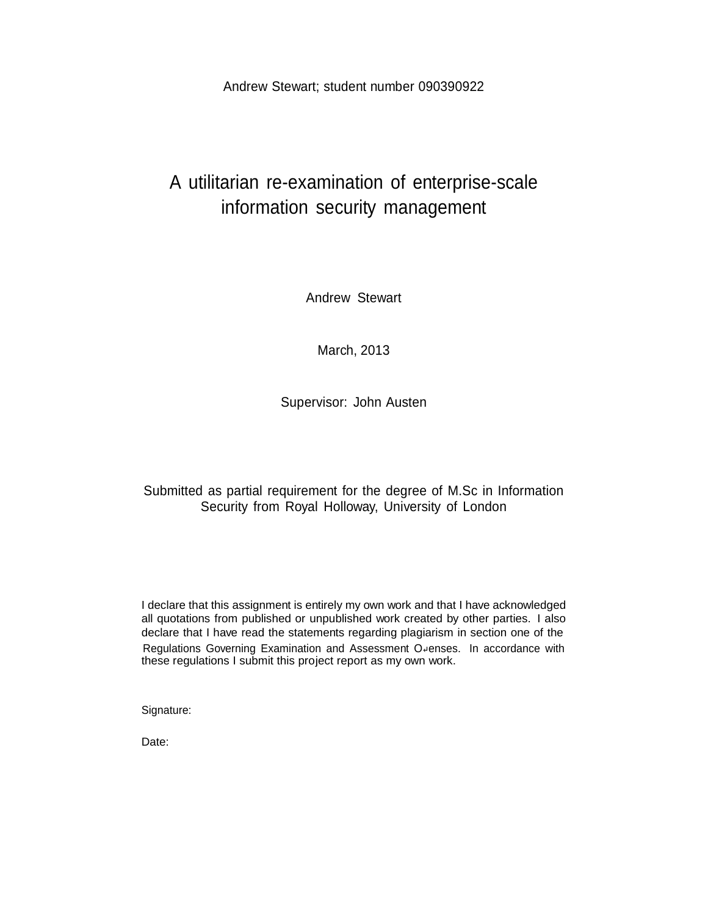Andrew Stewart; student number 090390922

# A utilitarian re-examination of enterprise-scale information security management

Andrew Stewart

March, 2013

Supervisor: John Austen

Submitted as partial requirement for the degree of M.Sc in Information Security from Royal Holloway, University of London

I declare that this assignment is entirely my own work and that I have acknowledged all quotations from published or unpublished work created by other parties. I also declare that I have read the statements regarding plagiarism in section one of the Regulations Governing Examination and Assessment Offenses. In accordance with these regulations I submit this project report as my own work.

Signature:

Date: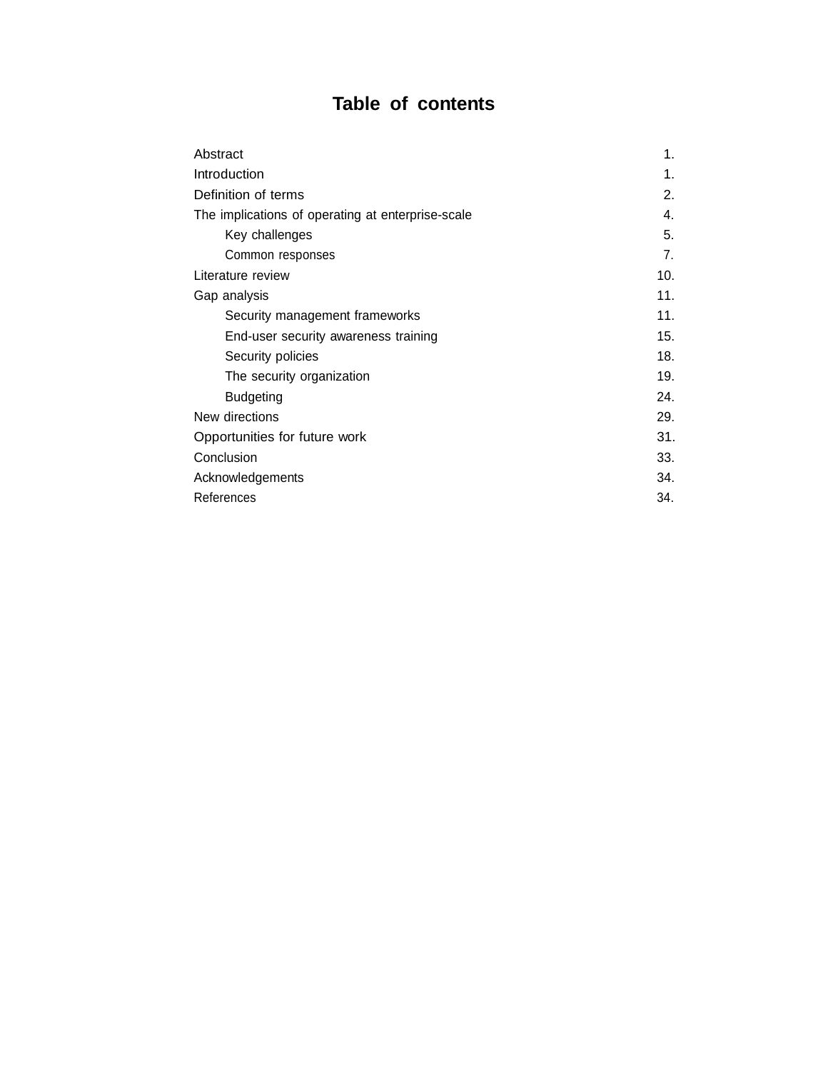# Table of contents

| | |
|---|---|
| Abstract | 1. |
| Introduction | 1. |
| Definition of terms | 2. |
| The implications of operating at enterprise-scale | 4. |
| Key challenges | 5. |
| Common responses | 7. |
| Literature review | 10. |
| Gap analysis | 11. |
| Security management frameworks | 11. |
| End-user security awareness training | 15. |
| Security policies | 18. |
| The security organization | 19. |
| Budgeting | 24. |
| New directions | 29. |
| Opportunities for future work | 31. |
| Conclusion | 33. |
| Acknowledgements | 34. |
| References | 34. |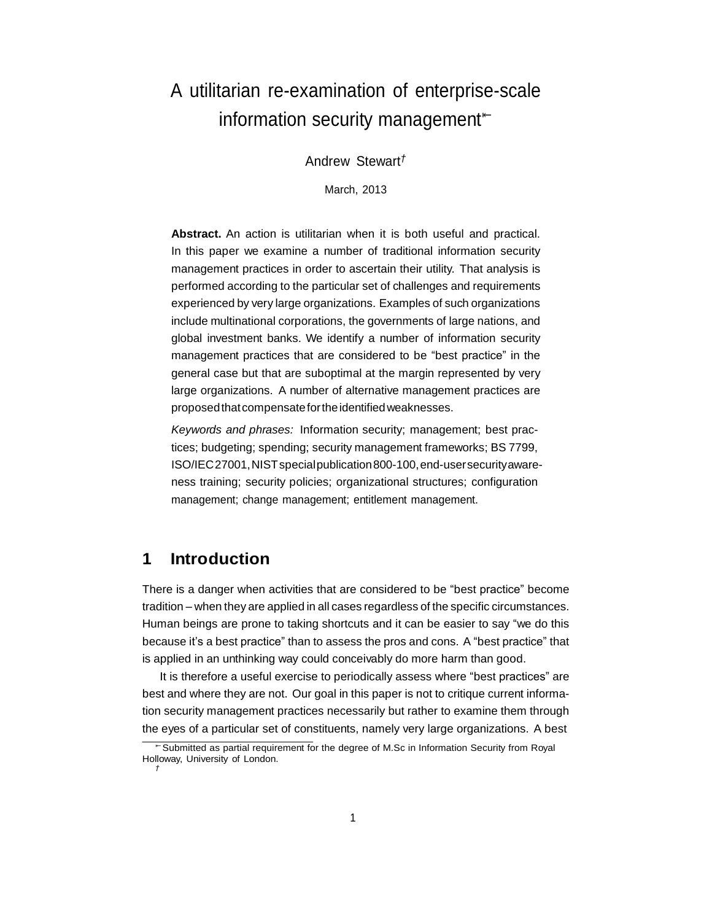# A utilitarian re-examination of enterprise-scale information security management*

Andrew Stewart†

March, 2013

**Abstract.** An action is utilitarian when it is both useful and practical. In this paper we examine a number of traditional information security management practices in order to ascertain their utility. That analysis is performed according to the particular set of challenges and requirements experienced by very large organizations. Examples of such organizations include multinational corporations, the governments of large nations, and global investment banks. We identify a number of information security management practices that are considered to be "best practice" in the general case but that are suboptimal at the margin represented by very large organizations. A number of alternative management practices are proposed that compensate for the identified weaknesses.

*Keywords and phrases:* Information security; management; best practices; budgeting; spending; security management frameworks; BS 7799, ISO/IEC 27001, NIST special publication 800-100, end-user security awareness training; security policies; organizational structures; configuration management; change management; entitlement management.

## 1 Introduction

There is a danger when activities that are considered to be "best practice" become tradition – when they are applied in all cases regardless of the specific circumstances. Human beings are prone to taking shortcuts and it can be easier to say "we do this because it's a best practice" than to assess the pros and cons. A "best practice" that is applied in an unthinking way could conceivably do more harm than good.

It is therefore a useful exercise to periodically assess where "best practices" are best and where they are not. Our goal in this paper is not to critique current information security management practices necessarily but rather to examine them through the eyes of a particular set of constituents, namely very large organizations. A best

* Submitted as partial requirement for the degree of M.Sc in Information Security from Royal Holloway, University of London.

†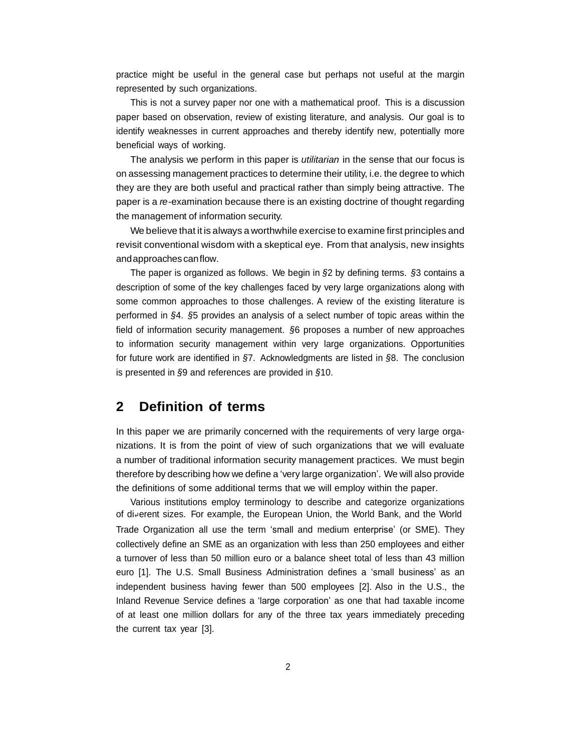practice might be useful in the general case but perhaps not useful at the margin represented by such organizations.

This is not a survey paper nor one with a mathematical proof. This is a discussion paper based on observation, review of existing literature, and analysis. Our goal is to identify weaknesses in current approaches and thereby identify new, potentially more beneficial ways of working.

The analysis we perform in this paper is *utilitarian* in the sense that our focus is on assessing management practices to determine their utility, i.e. the degree to which they are they are both useful and practical rather than simply being attractive. The paper is a *re*-examination because there is an existing doctrine of thought regarding the management of information security.

We believe that it is always a worthwhile exercise to examine first principles and revisit conventional wisdom with a skeptical eye. From that analysis, new insights and approaches can flow.

The paper is organized as follows. We begin in §2 by defining terms. §3 contains a description of some of the key challenges faced by very large organizations along with some common approaches to those challenges. A review of the existing literature is performed in §4. §5 provides an analysis of a select number of topic areas within the field of information security management. §6 proposes a number of new approaches to information security management within very large organizations. Opportunities for future work are identified in §7. Acknowledgments are listed in §8. The conclusion is presented in §9 and references are provided in §10.

## 2 Definition of terms

In this paper we are primarily concerned with the requirements of very large organizations. It is from the point of view of such organizations that we will evaluate a number of traditional information security management practices. We must begin therefore by describing how we define a 'very large organization'. We will also provide the definitions of some additional terms that we will employ within the paper.

Various institutions employ terminology to describe and categorize organizations of different sizes. For example, the European Union, the World Bank, and the World Trade Organization all use the term 'small and medium enterprise' (or SME). They collectively define an SME as an organization with less than 250 employees and either a turnover of less than 50 million euro or a balance sheet total of less than 43 million euro [1]. The U.S. Small Business Administration defines a 'small business' as an independent business having fewer than 500 employees [2]. Also in the U.S., the Inland Revenue Service defines a 'large corporation' as one that had taxable income of at least one million dollars for any of the three tax years immediately preceding the current tax year [3].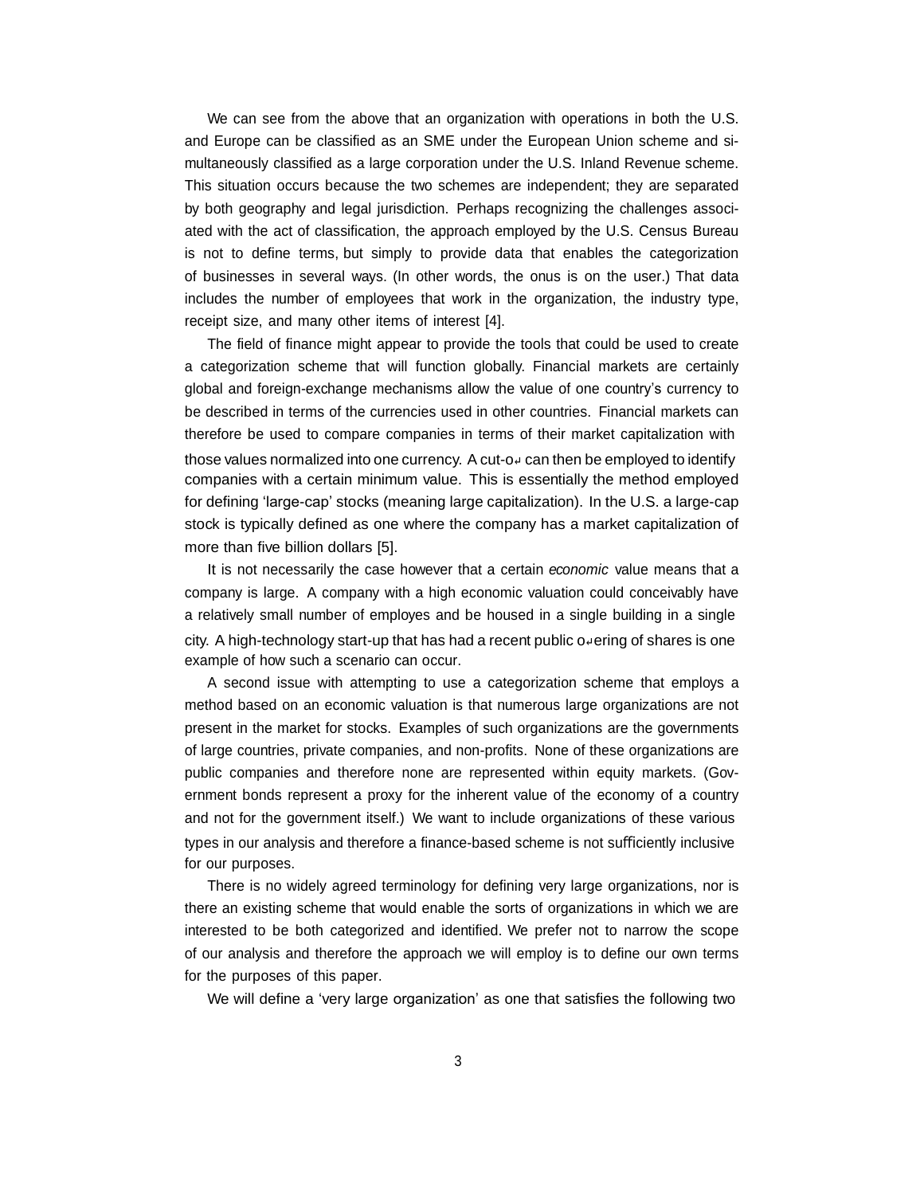We can see from the above that an organization with operations in both the U.S. and Europe can be classified as an SME under the European Union scheme and simultaneously classified as a large corporation under the U.S. Inland Revenue scheme. This situation occurs because the two schemes are independent; they are separated by both geography and legal jurisdiction. Perhaps recognizing the challenges associated with the act of classification, the approach employed by the U.S. Census Bureau is not to define terms, but simply to provide data that enables the categorization of businesses in several ways. (In other words, the onus is on the user.) That data includes the number of employees that work in the organization, the industry type, receipt size, and many other items of interest [4].

The field of finance might appear to provide the tools that could be used to create a categorization scheme that will function globally. Financial markets are certainly global and foreign-exchange mechanisms allow the value of one country's currency to be described in terms of the currencies used in other countries. Financial markets can therefore be used to compare companies in terms of their market capitalization with those values normalized into one currency. A cut-off can then be employed to identify companies with a certain minimum value. This is essentially the method employed for defining 'large-cap' stocks (meaning large capitalization). In the U.S. a large-cap stock is typically defined as one where the company has a market capitalization of more than five billion dollars [5].

It is not necessarily the case however that a certain *economic* value means that a company is large. A company with a high economic valuation could conceivably have a relatively small number of employes and be housed in a single building in a single city. A high-technology start-up that has had a recent public offering of shares is one example of how such a scenario can occur.

A second issue with attempting to use a categorization scheme that employs a method based on an economic valuation is that numerous large organizations are not present in the market for stocks. Examples of such organizations are the governments of large countries, private companies, and non-profits. None of these organizations are public companies and therefore none are represented within equity markets. (Government bonds represent a proxy for the inherent value of the economy of a country and not for the government itself.) We want to include organizations of these various types in our analysis and therefore a finance-based scheme is not sufficiently inclusive for our purposes.

There is no widely agreed terminology for defining very large organizations, nor is there an existing scheme that would enable the sorts of organizations in which we are interested to be both categorized and identified. We prefer not to narrow the scope of our analysis and therefore the approach we will employ is to define our own terms for the purposes of this paper.

We will define a 'very large organization' as one that satisfies the following two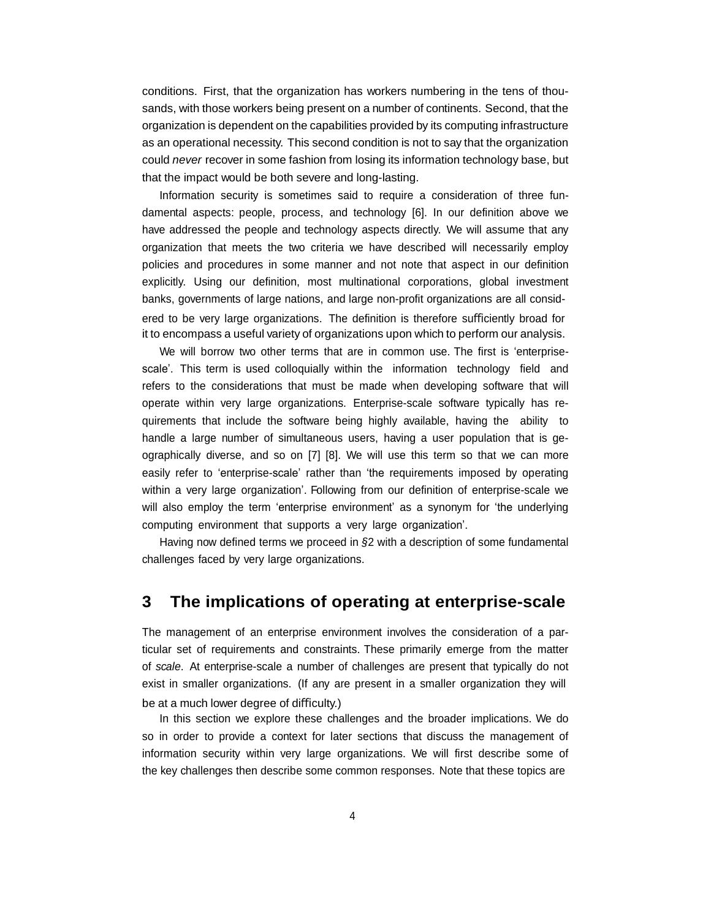conditions. First, that the organization has workers numbering in the tens of thousands, with those workers being present on a number of continents. Second, that the organization is dependent on the capabilities provided by its computing infrastructure as an operational necessity. This second condition is not to say that the organization could *never* recover in some fashion from losing its information technology base, but that the impact would be both severe and long-lasting.

Information security is sometimes said to require a consideration of three fundamental aspects: people, process, and technology [6]. In our definition above we have addressed the people and technology aspects directly. We will assume that any organization that meets the two criteria we have described will necessarily employ policies and procedures in some manner and not note that aspect in our definition explicitly. Using our definition, most multinational corporations, global investment banks, governments of large nations, and large non-profit organizations are all considered to be very large organizations. The definition is therefore sufficiently broad for it to encompass a useful variety of organizations upon which to perform our analysis.

We will borrow two other terms that are in common use. The first is 'enterprise-scale'. This term is used colloquially within the information technology field and refers to the considerations that must be made when developing software that will operate within very large organizations. Enterprise-scale software typically has requirements that include the software being highly available, having the ability to handle a large number of simultaneous users, having a user population that is geographically diverse, and so on [7] [8]. We will use this term so that we can more easily refer to 'enterprise-scale' rather than 'the requirements imposed by operating within a very large organization'. Following from our definition of enterprise-scale we will also employ the term 'enterprise environment' as a synonym for 'the underlying computing environment that supports a very large organization'.

Having now defined terms we proceed in §2 with a description of some fundamental challenges faced by very large organizations.

## 3 The implications of operating at enterprise-scale

The management of an enterprise environment involves the consideration of a particular set of requirements and constraints. These primarily emerge from the matter of *scale*. At enterprise-scale a number of challenges are present that typically do not exist in smaller organizations. (If any are present in a smaller organization they will be at a much lower degree of difficulty.)

In this section we explore these challenges and the broader implications. We do so in order to provide a context for later sections that discuss the management of information security within very large organizations. We will first describe some of the key challenges then describe some common responses. Note that these topics are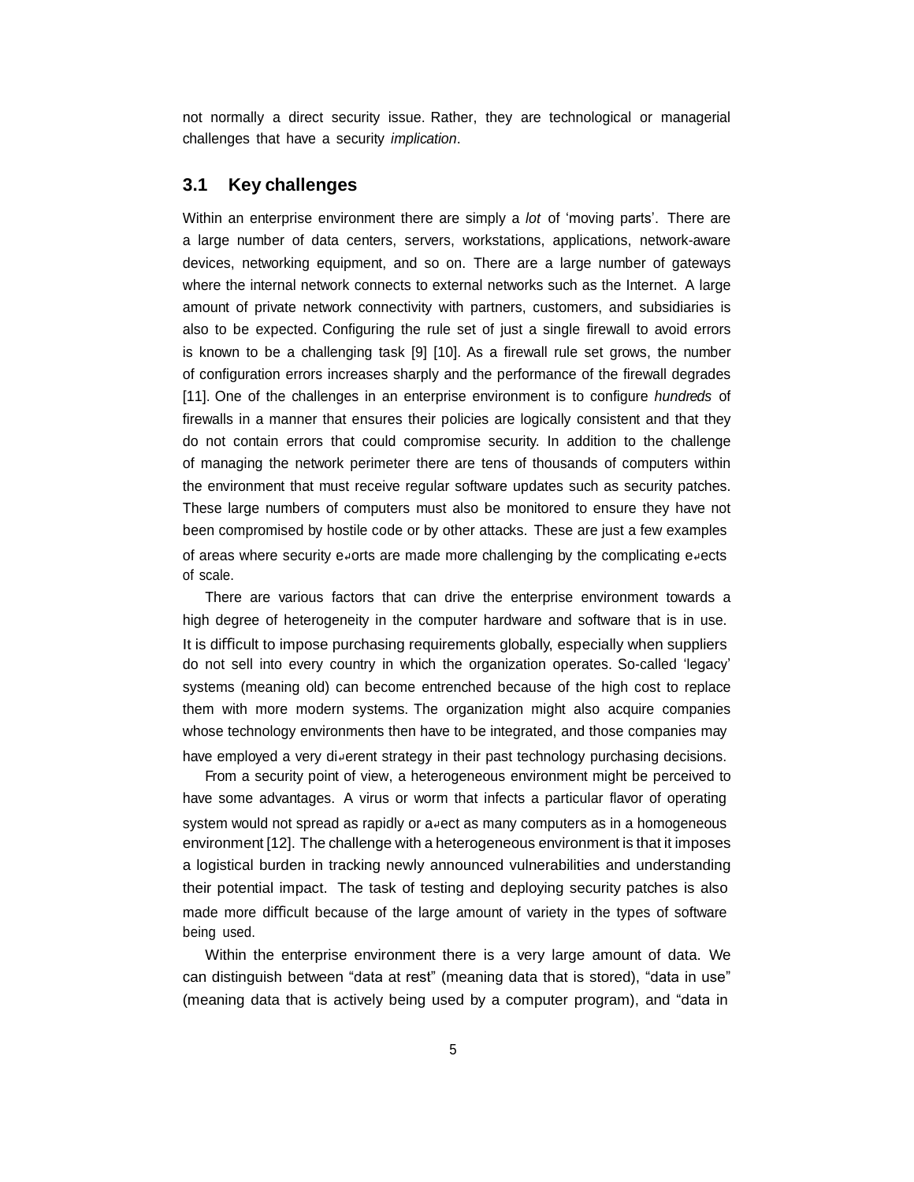not normally a direct security issue. Rather, they are technological or managerial challenges that have a security *implication*.

## 3.1 Key challenges

Within an enterprise environment there are simply a *lot* of 'moving parts'. There are a large number of data centers, servers, workstations, applications, network-aware devices, networking equipment, and so on. There are a large number of gateways where the internal network connects to external networks such as the Internet. A large amount of private network connectivity with partners, customers, and subsidiaries is also to be expected. Configuring the rule set of just a single firewall to avoid errors is known to be a challenging task [9] [10]. As a firewall rule set grows, the number of configuration errors increases sharply and the performance of the firewall degrades [11]. One of the challenges in an enterprise environment is to configure *hundreds* of firewalls in a manner that ensures their policies are logically consistent and that they do not contain errors that could compromise security. In addition to the challenge of managing the network perimeter there are tens of thousands of computers within the environment that must receive regular software updates such as security patches. These large numbers of computers must also be monitored to ensure they have not been compromised by hostile code or by other attacks. These are just a few examples of areas where security efforts are made more challenging by the complicating effects of scale.

There are various factors that can drive the enterprise environment towards a high degree of heterogeneity in the computer hardware and software that is in use. It is difficult to impose purchasing requirements globally, especially when suppliers do not sell into every country in which the organization operates. So-called 'legacy' systems (meaning old) can become entrenched because of the high cost to replace them with more modern systems. The organization might also acquire companies whose technology environments then have to be integrated, and those companies may have employed a very different strategy in their past technology purchasing decisions.

From a security point of view, a heterogeneous environment might be perceived to have some advantages. A virus or worm that infects a particular flavor of operating system would not spread as rapidly or affect as many computers as in a homogeneous environment [12]. The challenge with a heterogeneous environment is that it imposes a logistical burden in tracking newly announced vulnerabilities and understanding their potential impact. The task of testing and deploying security patches is also made more difficult because of the large amount of variety in the types of software being used.

Within the enterprise environment there is a very large amount of data. We can distinguish between "data at rest" (meaning data that is stored), "data in use" (meaning data that is actively being used by a computer program), and "data in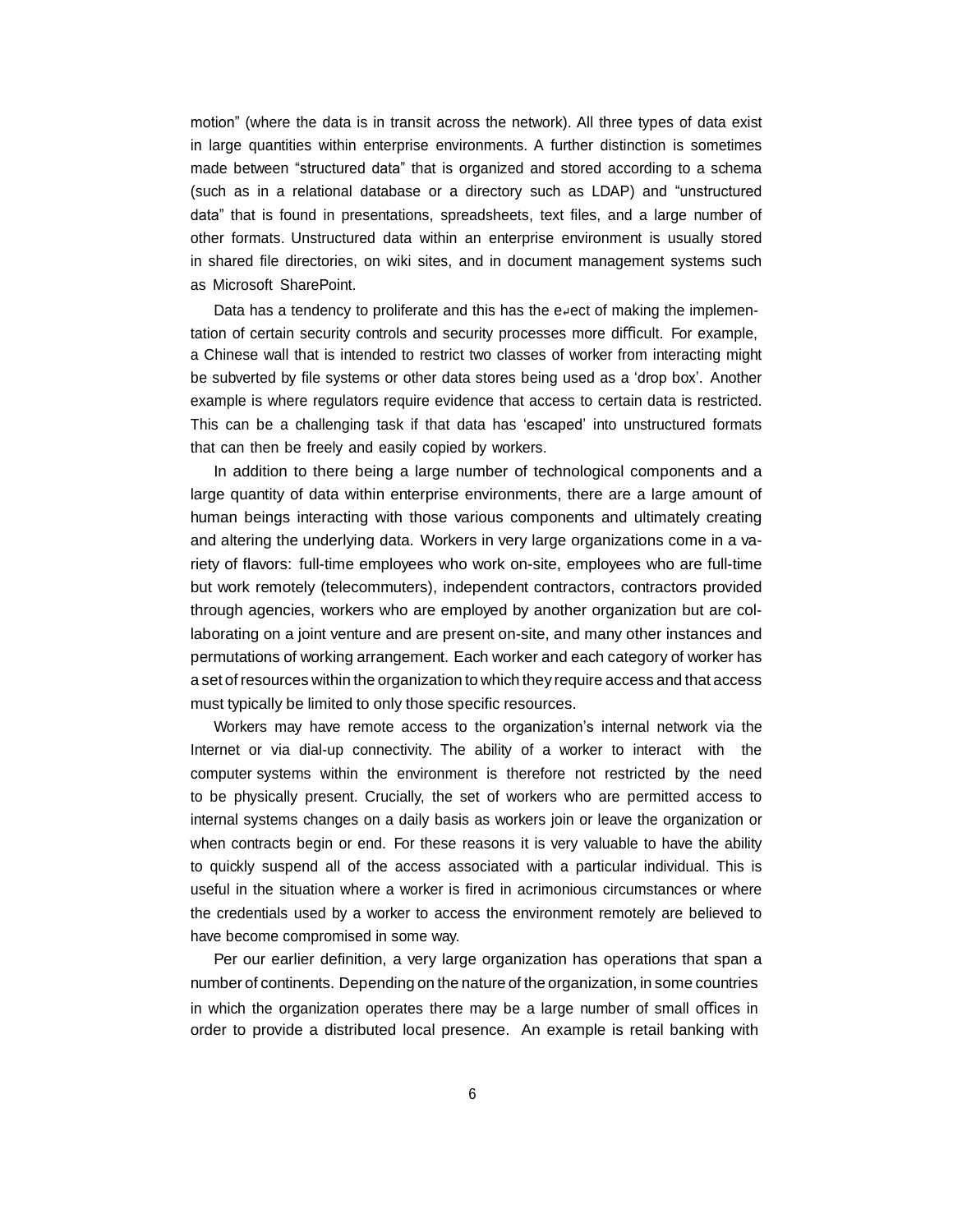motion" (where the data is in transit across the network). All three types of data exist in large quantities within enterprise environments. A further distinction is sometimes made between "structured data" that is organized and stored according to a schema (such as in a relational database or a directory such as LDAP) and "unstructured data" that is found in presentations, spreadsheets, text files, and a large number of other formats. Unstructured data within an enterprise environment is usually stored in shared file directories, on wiki sites, and in document management systems such as Microsoft SharePoint.

Data has a tendency to proliferate and this has the effect of making the implementation of certain security controls and security processes more difficult. For example, a Chinese wall that is intended to restrict two classes of worker from interacting might be subverted by file systems or other data stores being used as a 'drop box'. Another example is where regulators require evidence that access to certain data is restricted. This can be a challenging task if that data has 'escaped' into unstructured formats that can then be freely and easily copied by workers.

In addition to there being a large number of technological components and a large quantity of data within enterprise environments, there are a large amount of human beings interacting with those various components and ultimately creating and altering the underlying data. Workers in very large organizations come in a variety of flavors: full-time employees who work on-site, employees who are full-time but work remotely (telecommuters), independent contractors, contractors provided through agencies, workers who are employed by another organization but are collaborating on a joint venture and are present on-site, and many other instances and permutations of working arrangement. Each worker and each category of worker has a set of resources within the organization to which they require access and that access must typically be limited to only those specific resources.

Workers may have remote access to the organization's internal network via the Internet or via dial-up connectivity. The ability of a worker to interact with the computer systems within the environment is therefore not restricted by the need to be physically present. Crucially, the set of workers who are permitted access to internal systems changes on a daily basis as workers join or leave the organization or when contracts begin or end. For these reasons it is very valuable to have the ability to quickly suspend all of the access associated with a particular individual. This is useful in the situation where a worker is fired in acrimonious circumstances or where the credentials used by a worker to access the environment remotely are believed to have become compromised in some way.

Per our earlier definition, a very large organization has operations that span a number of continents. Depending on the nature of the organization, in some countries in which the organization operates there may be a large number of small offices in order to provide a distributed local presence. An example is retail banking with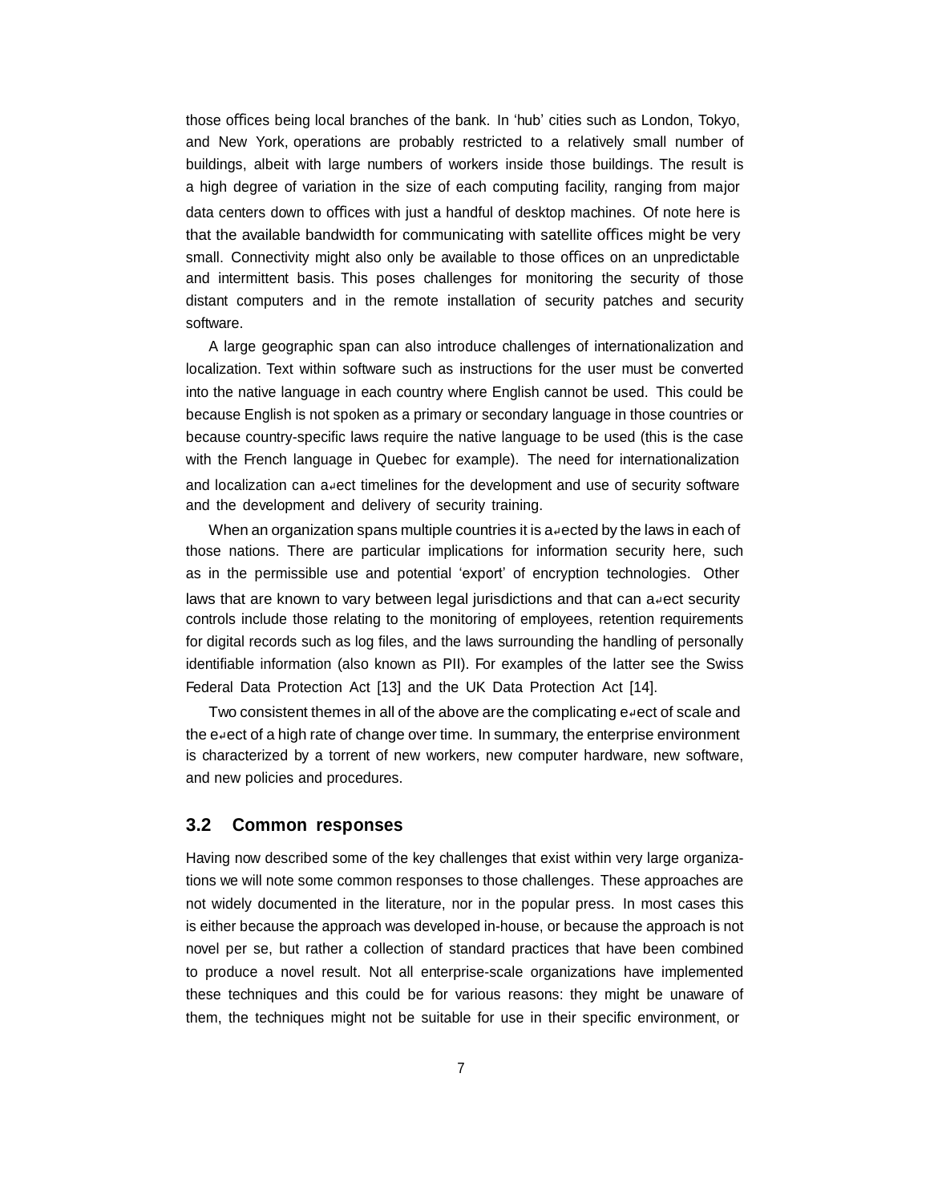those offices being local branches of the bank. In 'hub' cities such as London, Tokyo, and New York, operations are probably restricted to a relatively small number of buildings, albeit with large numbers of workers inside those buildings. The result is a high degree of variation in the size of each computing facility, ranging from major data centers down to offices with just a handful of desktop machines. Of note here is that the available bandwidth for communicating with satellite offices might be very small. Connectivity might also only be available to those offices on an unpredictable and intermittent basis. This poses challenges for monitoring the security of those distant computers and in the remote installation of security patches and security software.

A large geographic span can also introduce challenges of internationalization and localization. Text within software such as instructions for the user must be converted into the native language in each country where English cannot be used. This could be because English is not spoken as a primary or secondary language in those countries or because country-specific laws require the native language to be used (this is the case with the French language in Quebec for example). The need for internationalization and localization can affect timelines for the development and use of security software and the development and delivery of security training.

When an organization spans multiple countries it is affected by the laws in each of those nations. There are particular implications for information security here, such as in the permissible use and potential 'export' of encryption technologies. Other laws that are known to vary between legal jurisdictions and that can affect security controls include those relating to the monitoring of employees, retention requirements for digital records such as log files, and the laws surrounding the handling of personally identifiable information (also known as PII). For examples of the latter see the Swiss Federal Data Protection Act [13] and the UK Data Protection Act [14].

Two consistent themes in all of the above are the complicating effect of scale and the effect of a high rate of change over time. In summary, the enterprise environment is characterized by a torrent of new workers, new computer hardware, new software, and new policies and procedures.

### 3.2 Common responses

Having now described some of the key challenges that exist within very large organizations we will note some common responses to those challenges. These approaches are not widely documented in the literature, nor in the popular press. In most cases this is either because the approach was developed in-house, or because the approach is not novel per se, but rather a collection of standard practices that have been combined to produce a novel result. Not all enterprise-scale organizations have implemented these techniques and this could be for various reasons: they might be unaware of them, the techniques might not be suitable for use in their specific environment, or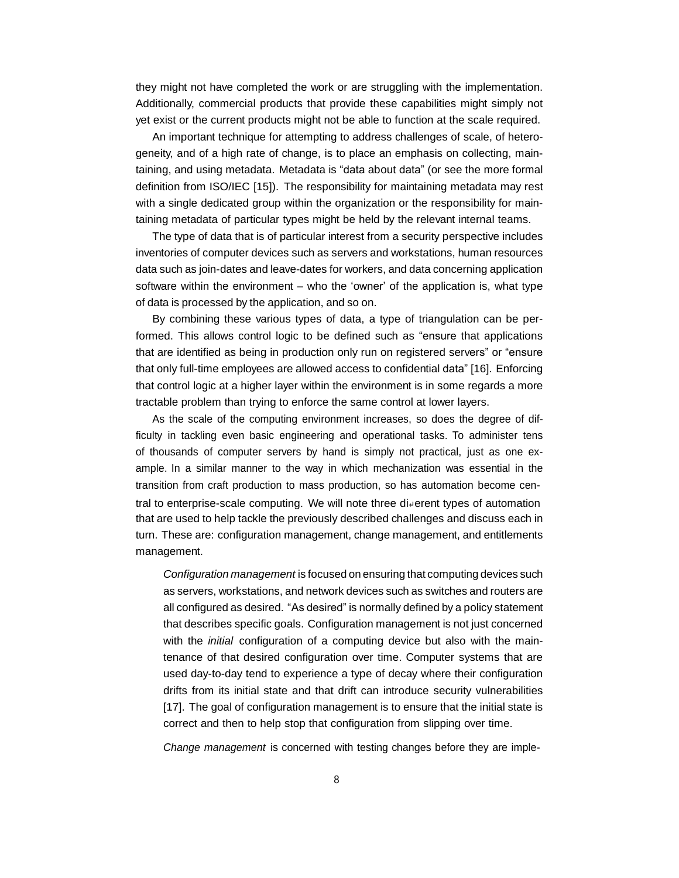they might not have completed the work or are struggling with the implementation. Additionally, commercial products that provide these capabilities might simply not yet exist or the current products might not be able to function at the scale required.

An important technique for attempting to address challenges of scale, of heterogeneity, and of a high rate of change, is to place an emphasis on collecting, maintaining, and using metadata. Metadata is "data about data" (or see the more formal definition from ISO/IEC [15]). The responsibility for maintaining metadata may rest with a single dedicated group within the organization or the responsibility for maintaining metadata of particular types might be held by the relevant internal teams.

The type of data that is of particular interest from a security perspective includes inventories of computer devices such as servers and workstations, human resources data such as join-dates and leave-dates for workers, and data concerning application software within the environment – who the 'owner' of the application is, what type of data is processed by the application, and so on.

By combining these various types of data, a type of triangulation can be performed. This allows control logic to be defined such as "ensure that applications that are identified as being in production only run on registered servers" or "ensure that only full-time employees are allowed access to confidential data" [16]. Enforcing that control logic at a higher layer within the environment is in some regards a more tractable problem than trying to enforce the same control at lower layers.

As the scale of the computing environment increases, so does the degree of difficulty in tackling even basic engineering and operational tasks. To administer tens of thousands of computer servers by hand is simply not practical, just as one example. In a similar manner to the way in which mechanization was essential in the transition from craft production to mass production, so has automation become central to enterprise-scale computing. We will note three different types of automation that are used to help tackle the previously described challenges and discuss each in turn. These are: configuration management, change management, and entitlements management.

> *Configuration management* is focused on ensuring that computing devices such as servers, workstations, and network devices such as switches and routers are all configured as desired. "As desired" is normally defined by a policy statement that describes specific goals. Configuration management is not just concerned with the *initial* configuration of a computing device but also with the maintenance of that desired configuration over time. Computer systems that are used day-to-day tend to experience a type of decay where their configuration drifts from its initial state and that drift can introduce security vulnerabilities [17]. The goal of configuration management is to ensure that the initial state is correct and then to help stop that configuration from slipping over time.
>
> *Change management* is concerned with testing changes before they are imple-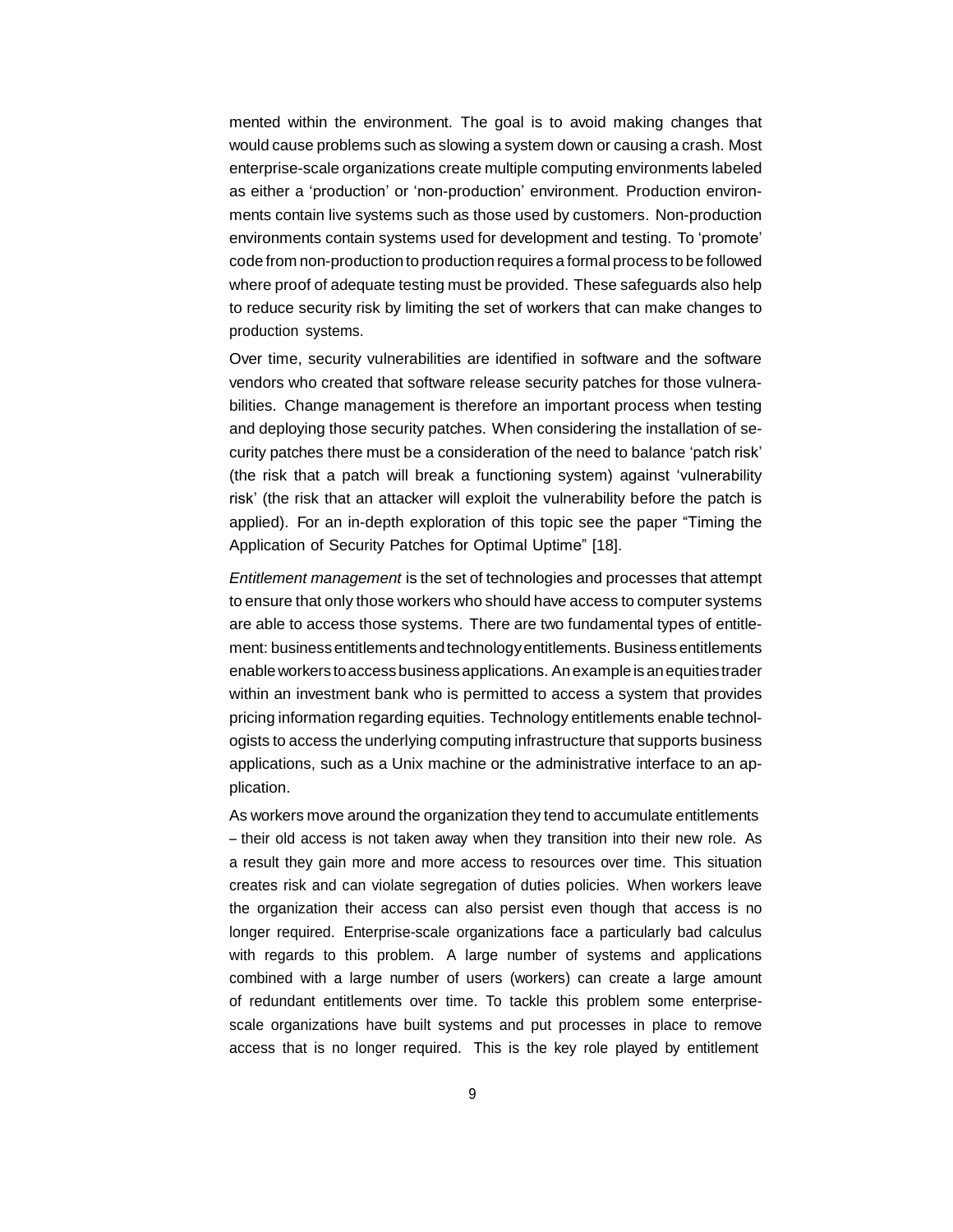mented within the environment. The goal is to avoid making changes that would cause problems such as slowing a system down or causing a crash. Most enterprise-scale organizations create multiple computing environments labeled as either a 'production' or 'non-production' environment. Production environments contain live systems such as those used by customers. Non-production environments contain systems used for development and testing. To 'promote' code from non-production to production requires a formal process to be followed where proof of adequate testing must be provided. These safeguards also help to reduce security risk by limiting the set of workers that can make changes to production systems.

Over time, security vulnerabilities are identified in software and the software vendors who created that software release security patches for those vulnerabilities. Change management is therefore an important process when testing and deploying those security patches. When considering the installation of security patches there must be a consideration of the need to balance 'patch risk' (the risk that a patch will break a functioning system) against 'vulnerability risk' (the risk that an attacker will exploit the vulnerability before the patch is applied). For an in-depth exploration of this topic see the paper "Timing the Application of Security Patches for Optimal Uptime" [18].

*Entitlement management* is the set of technologies and processes that attempt to ensure that only those workers who should have access to computer systems are able to access those systems. There are two fundamental types of entitlement: business entitlements and technology entitlements. Business entitlements enable workers to access business applications. An example is an equities trader within an investment bank who is permitted to access a system that provides pricing information regarding equities. Technology entitlements enable technologists to access the underlying computing infrastructure that supports business applications, such as a Unix machine or the administrative interface to an application.

As workers move around the organization they tend to accumulate entitlements – their old access is not taken away when they transition into their new role. As a result they gain more and more access to resources over time. This situation creates risk and can violate segregation of duties policies. When workers leave the organization their access can also persist even though that access is no longer required. Enterprise-scale organizations face a particularly bad calculus with regards to this problem. A large number of systems and applications combined with a large number of users (workers) can create a large amount of redundant entitlements over time. To tackle this problem some enterprise-scale organizations have built systems and put processes in place to remove access that is no longer required. This is the key role played by entitlement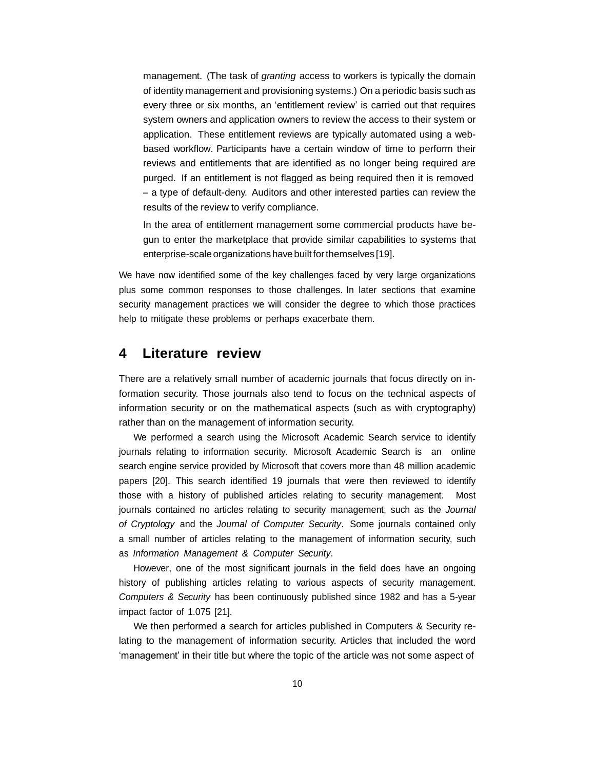management. (The task of *granting* access to workers is typically the domain of identity management and provisioning systems.) On a periodic basis such as every three or six months, an 'entitlement review' is carried out that requires system owners and application owners to review the access to their system or application. These entitlement reviews are typically automated using a web-based workflow. Participants have a certain window of time to perform their reviews and entitlements that are identified as no longer being required are purged. If an entitlement is not flagged as being required then it is removed – a type of default-deny. Auditors and other interested parties can review the results of the review to verify compliance.

In the area of entitlement management some commercial products have begun to enter the marketplace that provide similar capabilities to systems that enterprise-scale organizations have built for themselves [19].

We have now identified some of the key challenges faced by very large organizations plus some common responses to those challenges. In later sections that examine security management practices we will consider the degree to which those practices help to mitigate these problems or perhaps exacerbate them.

## 4 Literature review

There are a relatively small number of academic journals that focus directly on information security. Those journals also tend to focus on the technical aspects of information security or on the mathematical aspects (such as with cryptography) rather than on the management of information security.

We performed a search using the Microsoft Academic Search service to identify journals relating to information security. Microsoft Academic Search is an online search engine service provided by Microsoft that covers more than 48 million academic papers [20]. This search identified 19 journals that were then reviewed to identify those with a history of published articles relating to security management. Most journals contained no articles relating to security management, such as the *Journal of Cryptology* and the *Journal of Computer Security*. Some journals contained only a small number of articles relating to the management of information security, such as *Information Management & Computer Security*.

However, one of the most significant journals in the field does have an ongoing history of publishing articles relating to various aspects of security management. *Computers & Security* has been continuously published since 1982 and has a 5-year impact factor of 1.075 [21].

We then performed a search for articles published in Computers & Security relating to the management of information security. Articles that included the word 'management' in their title but where the topic of the article was not some aspect of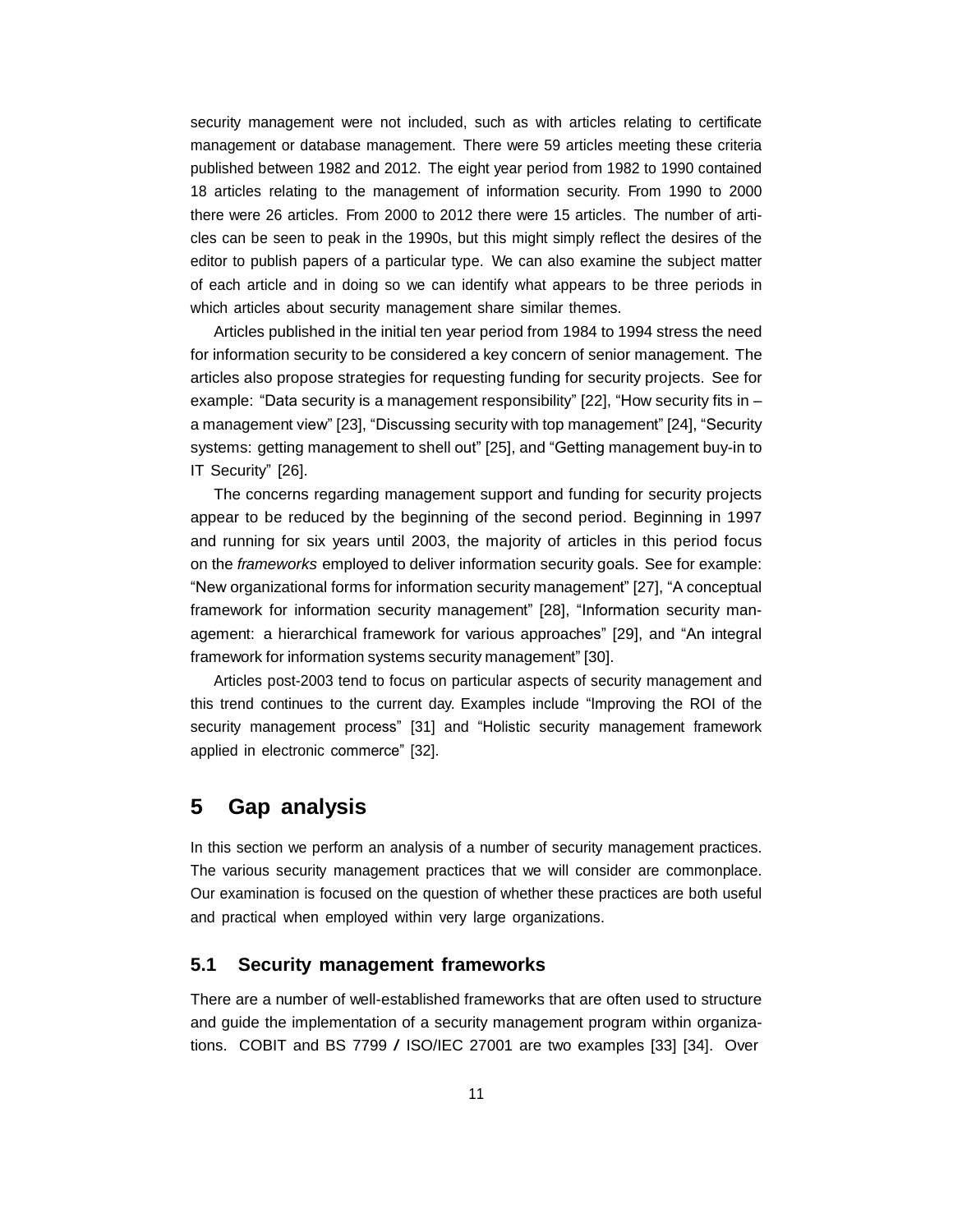security management were not included, such as with articles relating to certificate management or database management. There were 59 articles meeting these criteria published between 1982 and 2012. The eight year period from 1982 to 1990 contained 18 articles relating to the management of information security. From 1990 to 2000 there were 26 articles. From 2000 to 2012 there were 15 articles. The number of articles can be seen to peak in the 1990s, but this might simply reflect the desires of the editor to publish papers of a particular type. We can also examine the subject matter of each article and in doing so we can identify what appears to be three periods in which articles about security management share similar themes.

Articles published in the initial ten year period from 1984 to 1994 stress the need for information security to be considered a key concern of senior management. The articles also propose strategies for requesting funding for security projects. See for example: "Data security is a management responsibility" [22], "How security fits in – a management view" [23], "Discussing security with top management" [24], "Security systems: getting management to shell out" [25], and "Getting management buy-in to IT Security" [26].

The concerns regarding management support and funding for security projects appear to be reduced by the beginning of the second period. Beginning in 1997 and running for six years until 2003, the majority of articles in this period focus on the *frameworks* employed to deliver information security goals. See for example: "New organizational forms for information security management" [27], "A conceptual framework for information security management" [28], "Information security management: a hierarchical framework for various approaches" [29], and "An integral framework for information systems security management" [30].

Articles post-2003 tend to focus on particular aspects of security management and this trend continues to the current day. Examples include "Improving the ROI of the security management process" [31] and "Holistic security management framework applied in electronic commerce" [32].

# 5 Gap analysis

In this section we perform an analysis of a number of security management practices. The various security management practices that we will consider are commonplace. Our examination is focused on the question of whether these practices are both useful and practical when employed within very large organizations.

## 5.1 Security management frameworks

There are a number of well-established frameworks that are often used to structure and guide the implementation of a security management program within organizations. COBIT and BS 7799 / ISO/IEC 27001 are two examples [33] [34]. Over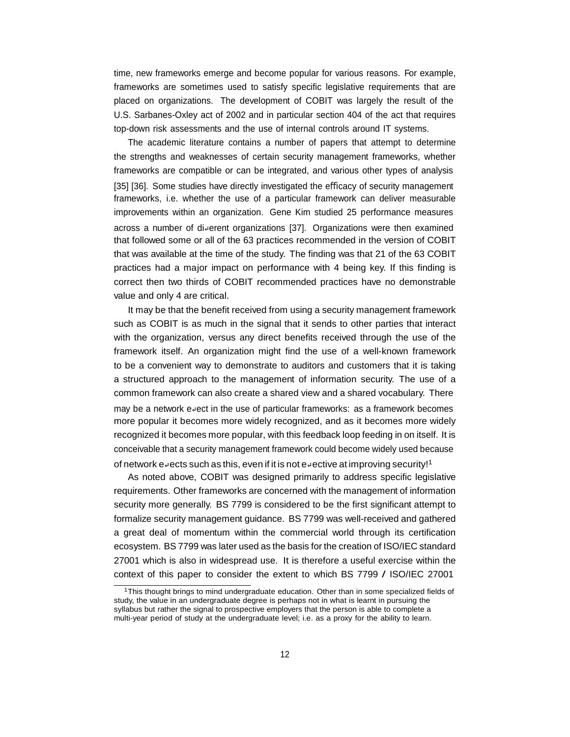time, new frameworks emerge and become popular for various reasons. For example, frameworks are sometimes used to satisfy specific legislative requirements that are placed on organizations. The development of COBIT was largely the result of the U.S. Sarbanes-Oxley act of 2002 and in particular section 404 of the act that requires top-down risk assessments and the use of internal controls around IT systems.

The academic literature contains a number of papers that attempt to determine the strengths and weaknesses of certain security management frameworks, whether frameworks are compatible or can be integrated, and various other types of analysis [35] [36]. Some studies have directly investigated the efficacy of security management frameworks, i.e. whether the use of a particular framework can deliver measurable improvements within an organization. Gene Kim studied 25 performance measures across a number of different organizations [37]. Organizations were then examined that followed some or all of the 63 practices recommended in the version of COBIT that was available at the time of the study. The finding was that 21 of the 63 COBIT practices had a major impact on performance with 4 being key. If this finding is correct then two thirds of COBIT recommended practices have no demonstrable value and only 4 are critical.

It may be that the benefit received from using a security management framework such as COBIT is as much in the signal that it sends to other parties that interact with the organization, versus any direct benefits received through the use of the framework itself. An organization might find the use of a well-known framework to be a convenient way to demonstrate to auditors and customers that it is taking a structured approach to the management of information security. The use of a common framework can also create a shared view and a shared vocabulary. There may be a network effect in the use of particular frameworks: as a framework becomes more popular it becomes more widely recognized, and as it becomes more widely recognized it becomes more popular, with this feedback loop feeding in on itself. It is conceivable that a security management framework could become widely used because of network effects such as this, even if it is not effective at improving security![1]

As noted above, COBIT was designed primarily to address specific legislative requirements. Other frameworks are concerned with the management of information security more generally. BS 7799 is considered to be the first significant attempt to formalize security management guidance. BS 7799 was well-received and gathered a great deal of momentum within the commercial world through its certification ecosystem. BS 7799 was later used as the basis for the creation of ISO/IEC standard 27001 which is also in widespread use. It is therefore a useful exercise within the context of this paper to consider the extent to which BS 7799 / ISO/IEC 27001

[1] This thought brings to mind undergraduate education. Other than in some specialized fields of study, the value in an undergraduate degree is perhaps not in what is learnt in pursuing the syllabus but rather the signal to prospective employers that the person is able to complete a multi-year period of study at the undergraduate level; i.e. as a proxy for the ability to learn.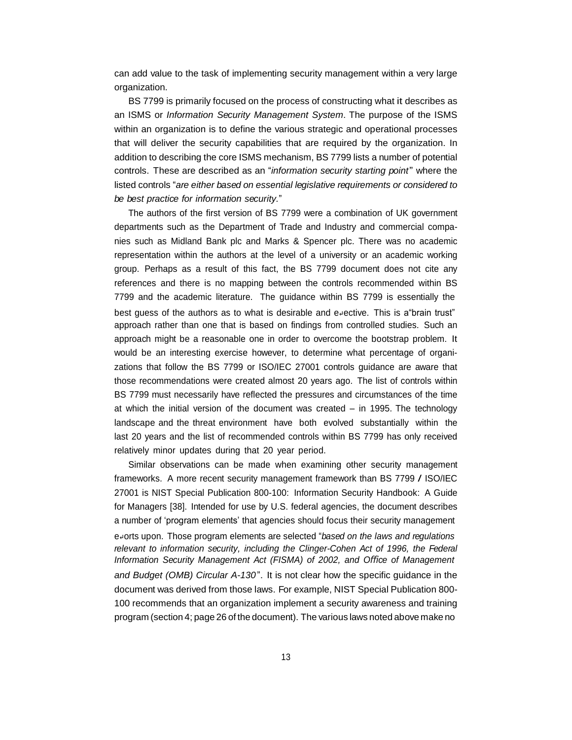can add value to the task of implementing security management within a very large organization.

BS 7799 is primarily focused on the process of constructing what it describes as an ISMS or *Information Security Management System*. The purpose of the ISMS within an organization is to define the various strategic and operational processes that will deliver the security capabilities that are required by the organization. In addition to describing the core ISMS mechanism, BS 7799 lists a number of potential controls. These are described as an "*information security starting point*" where the listed controls "*are either based on essential legislative requirements or considered to be best practice for information security.*"

The authors of the first version of BS 7799 were a combination of UK government departments such as the Department of Trade and Industry and commercial companies such as Midland Bank plc and Marks & Spencer plc. There was no academic representation within the authors at the level of a university or an academic working group. Perhaps as a result of this fact, the BS 7799 document does not cite any references and there is no mapping between the controls recommended within BS 7799 and the academic literature. The guidance within BS 7799 is essentially the best guess of the authors as to what is desirable and effective. This is a "brain trust" approach rather than one that is based on findings from controlled studies. Such an approach might be a reasonable one in order to overcome the bootstrap problem. It would be an interesting exercise however, to determine what percentage of organizations that follow the BS 7799 or ISO/IEC 27001 controls guidance are aware that those recommendations were created almost 20 years ago. The list of controls within BS 7799 must necessarily have reflected the pressures and circumstances of the time at which the initial version of the document was created – in 1995. The technology landscape and the threat environment have both evolved substantially within the last 20 years and the list of recommended controls within BS 7799 has only received relatively minor updates during that 20 year period.

Similar observations can be made when examining other security management frameworks. A more recent security management framework than BS 7799 / ISO/IEC 27001 is NIST Special Publication 800-100: Information Security Handbook: A Guide for Managers [38]. Intended for use by U.S. federal agencies, the document describes a number of 'program elements' that agencies should focus their security management efforts upon. Those program elements are selected "*based on the laws and regulations relevant to information security, including the Clinger-Cohen Act of 1996, the Federal Information Security Management Act (FISMA) of 2002, and Office of Management and Budget (OMB) Circular A-130*". It is not clear how the specific guidance in the document was derived from those laws. For example, NIST Special Publication 800-100 recommends that an organization implement a security awareness and training program (section 4; page 26 of the document). The various laws noted above make no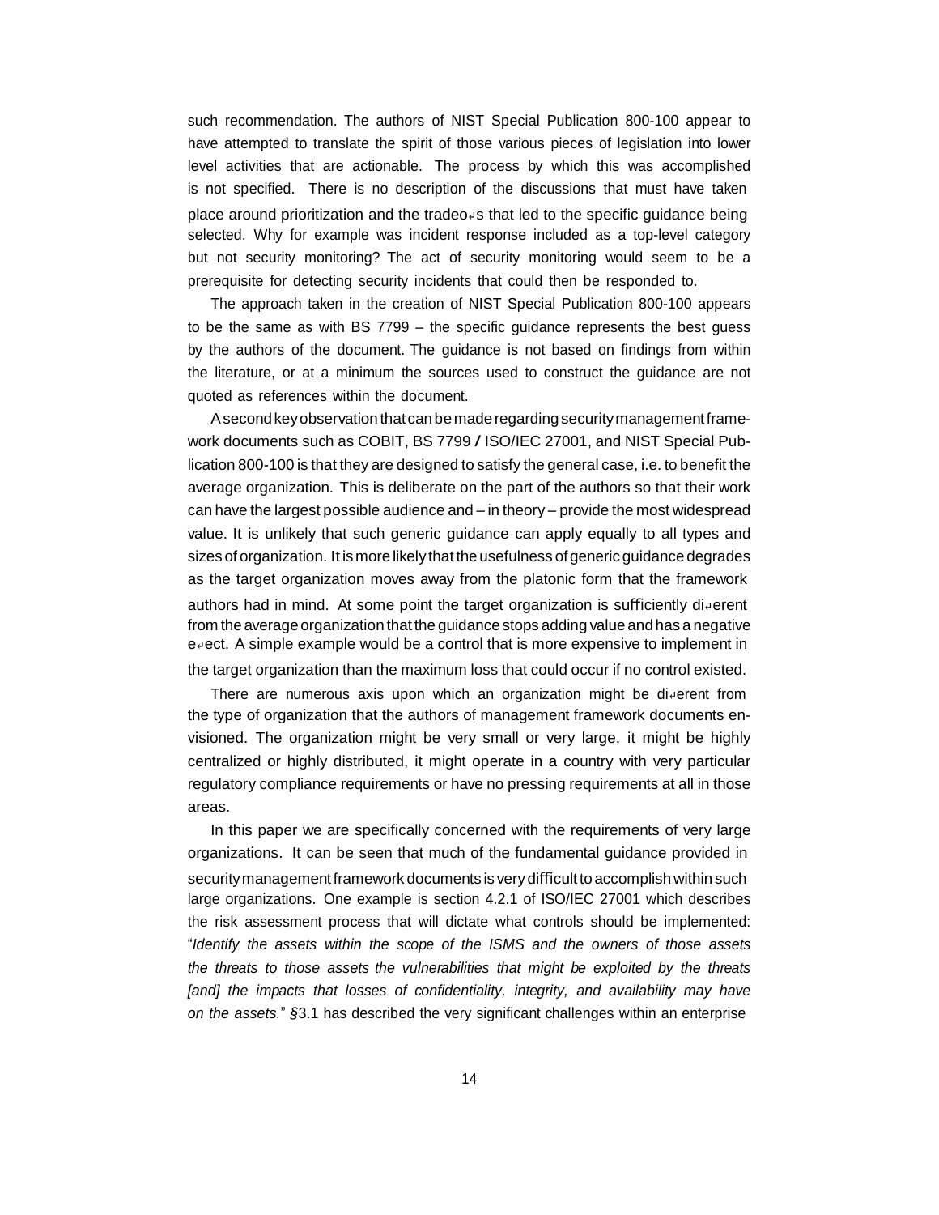such recommendation. The authors of NIST Special Publication 800-100 appear to have attempted to translate the spirit of those various pieces of legislation into lower level activities that are actionable. The process by which this was accomplished is not specified. There is no description of the discussions that must have taken place around prioritization and the tradeoffs that led to the specific guidance being selected. Why for example was incident response included as a top-level category but not security monitoring? The act of security monitoring would seem to be a prerequisite for detecting security incidents that could then be responded to.

The approach taken in the creation of NIST Special Publication 800-100 appears to be the same as with BS 7799 – the specific guidance represents the best guess by the authors of the document. The guidance is not based on findings from within the literature, or at a minimum the sources used to construct the guidance are not quoted as references within the document.

A second key observation that can be made regarding security management framework documents such as COBIT, BS 7799 / ISO/IEC 27001, and NIST Special Publication 800-100 is that they are designed to satisfy the general case, i.e. to benefit the average organization. This is deliberate on the part of the authors so that their work can have the largest possible audience and – in theory – provide the most widespread value. It is unlikely that such generic guidance can apply equally to all types and sizes of organization. It is more likely that the usefulness of generic guidance degrades as the target organization moves away from the platonic form that the framework authors had in mind. At some point the target organization is sufficiently different from the average organization that the guidance stops adding value and has a negative effect. A simple example would be a control that is more expensive to implement in the target organization than the maximum loss that could occur if no control existed.

There are numerous axis upon which an organization might be different from the type of organization that the authors of management framework documents envisioned. The organization might be very small or very large, it might be highly centralized or highly distributed, it might operate in a country with very particular regulatory compliance requirements or have no pressing requirements at all in those areas.

In this paper we are specifically concerned with the requirements of very large organizations. It can be seen that much of the fundamental guidance provided in security management framework documents is very difficult to accomplish within such large organizations. One example is section 4.2.1 of ISO/IEC 27001 which describes the risk assessment process that will dictate what controls should be implemented: "*Identify the assets within the scope of the ISMS and the owners of those assets the threats to those assets the vulnerabilities that might be exploited by the threats [and] the impacts that losses of confidentiality, integrity, and availability may have on the assets.*" §3.1 has described the very significant challenges within an enterprise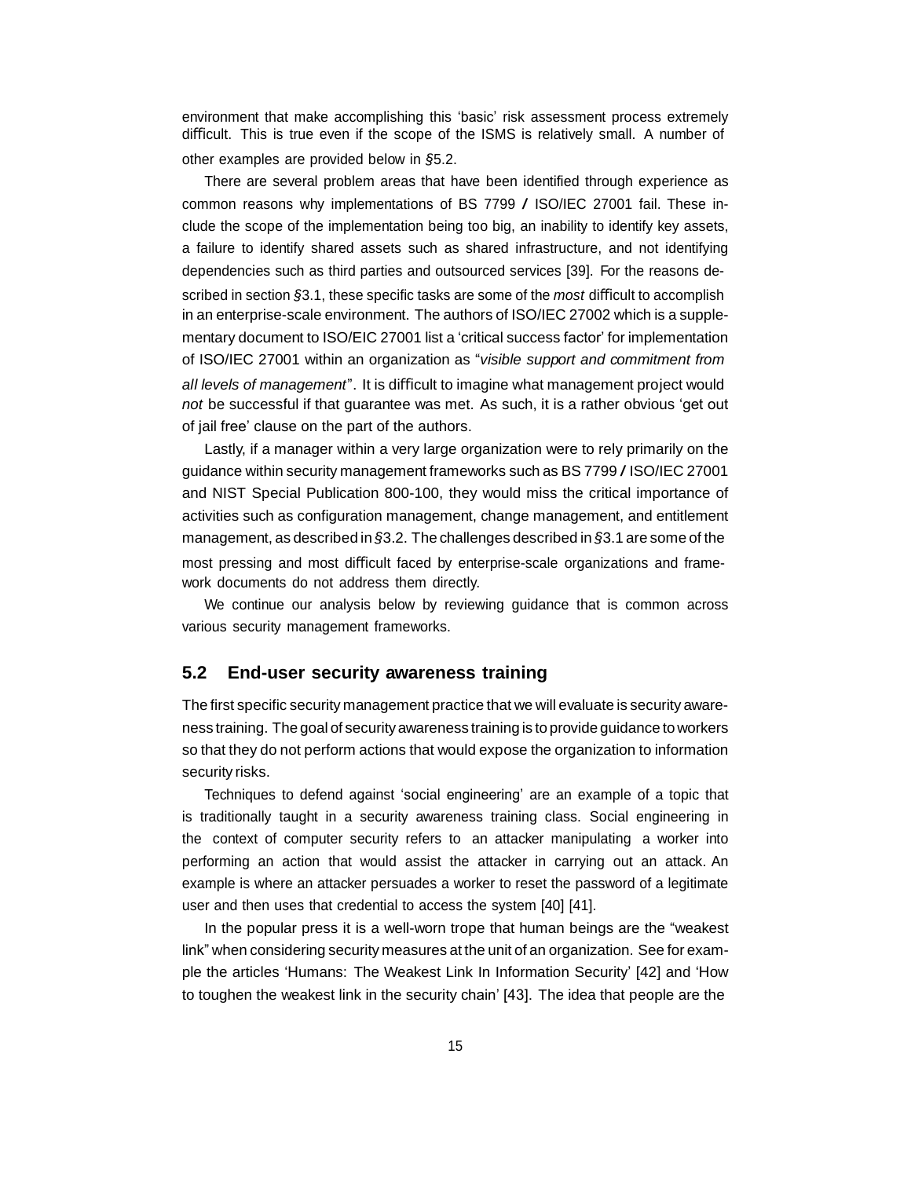environment that make accomplishing this 'basic' risk assessment process extremely difficult. This is true even if the scope of the ISMS is relatively small. A number of other examples are provided below in §5.2.

There are several problem areas that have been identified through experience as common reasons why implementations of BS 7799 / ISO/IEC 27001 fail. These include the scope of the implementation being too big, an inability to identify key assets, a failure to identify shared assets such as shared infrastructure, and not identifying dependencies such as third parties and outsourced services [39]. For the reasons described in section §3.1, these specific tasks are some of the *most* difficult to accomplish in an enterprise-scale environment. The authors of ISO/IEC 27002 which is a supplementary document to ISO/EIC 27001 list a 'critical success factor' for implementation of ISO/IEC 27001 within an organization as "*visible support and commitment from all levels of management*". It is difficult to imagine what management project would *not* be successful if that guarantee was met. As such, it is a rather obvious 'get out of jail free' clause on the part of the authors.

Lastly, if a manager within a very large organization were to rely primarily on the guidance within security management frameworks such as BS 7799 / ISO/IEC 27001 and NIST Special Publication 800-100, they would miss the critical importance of activities such as configuration management, change management, and entitlement management, as described in §3.2. The challenges described in §3.1 are some of the most pressing and most difficult faced by enterprise-scale organizations and framework documents do not address them directly.

We continue our analysis below by reviewing guidance that is common across various security management frameworks.

## 5.2 End-user security awareness training

The first specific security management practice that we will evaluate is security awareness training. The goal of security awareness training is to provide guidance to workers so that they do not perform actions that would expose the organization to information security risks.

Techniques to defend against 'social engineering' are an example of a topic that is traditionally taught in a security awareness training class. Social engineering in the context of computer security refers to an attacker manipulating a worker into performing an action that would assist the attacker in carrying out an attack. An example is where an attacker persuades a worker to reset the password of a legitimate user and then uses that credential to access the system [40] [41].

In the popular press it is a well-worn trope that human beings are the "weakest link" when considering security measures at the unit of an organization. See for example the articles 'Humans: The Weakest Link In Information Security' [42] and 'How to toughen the weakest link in the security chain' [43]. The idea that people are the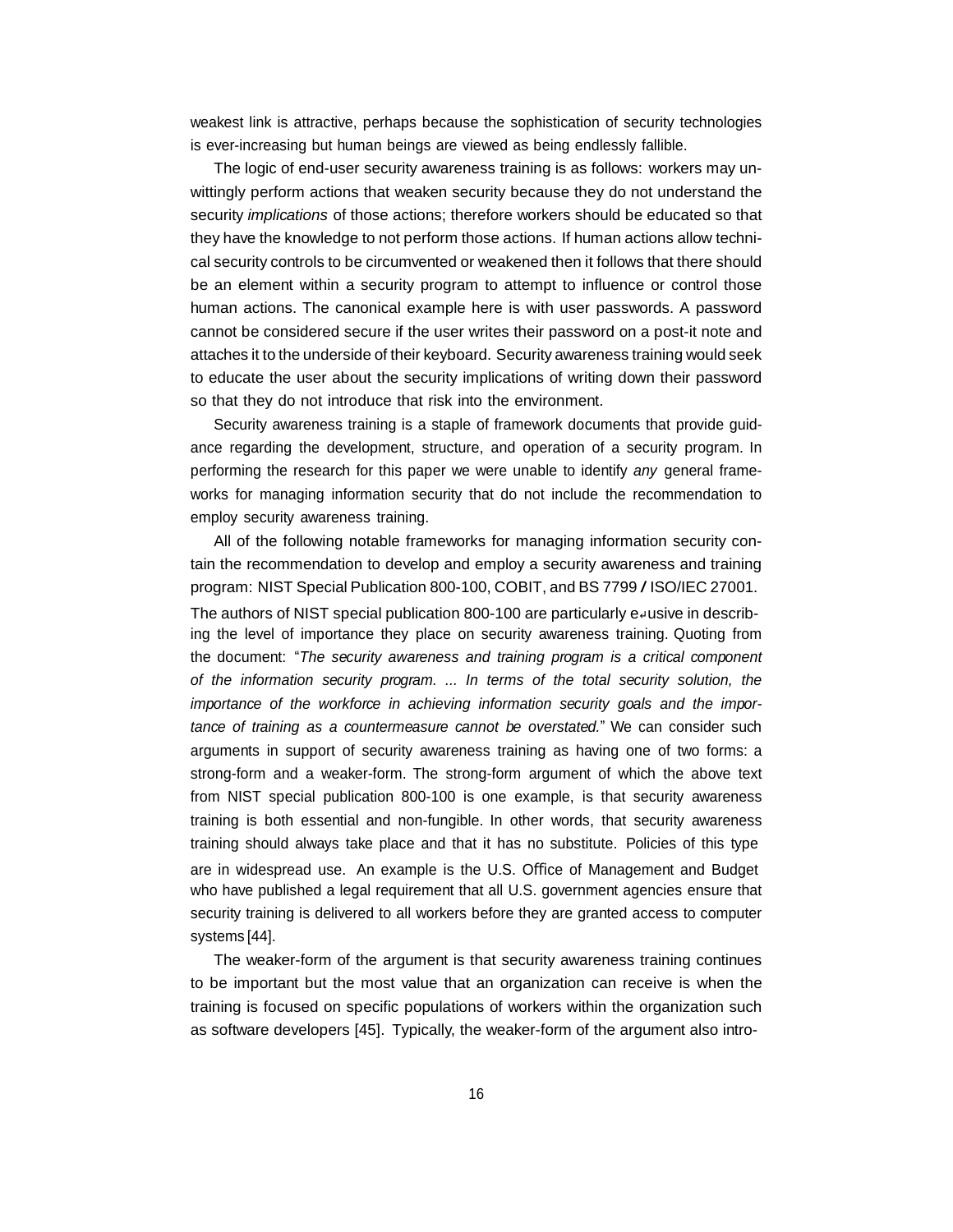weakest link is attractive, perhaps because the sophistication of security technologies is ever-increasing but human beings are viewed as being endlessly fallible.

The logic of end-user security awareness training is as follows: workers may unwittingly perform actions that weaken security because they do not understand the security *implications* of those actions; therefore workers should be educated so that they have the knowledge to not perform those actions. If human actions allow technical security controls to be circumvented or weakened then it follows that there should be an element within a security program to attempt to influence or control those human actions. The canonical example here is with user passwords. A password cannot be considered secure if the user writes their password on a post-it note and attaches it to the underside of their keyboard. Security awareness training would seek to educate the user about the security implications of writing down their password so that they do not introduce that risk into the environment.

Security awareness training is a staple of framework documents that provide guidance regarding the development, structure, and operation of a security program. In performing the research for this paper we were unable to identify *any* general frameworks for managing information security that do not include the recommendation to employ security awareness training.

All of the following notable frameworks for managing information security contain the recommendation to develop and employ a security awareness and training program: NIST Special Publication 800-100, COBIT, and BS 7799 / ISO/IEC 27001. The authors of NIST special publication 800-100 are particularly effusive in describing the level of importance they place on security awareness training. Quoting from the document: "*The security awareness and training program is a critical component of the information security program. ... In terms of the total security solution, the importance of the workforce in achieving information security goals and the importance of training as a countermeasure cannot be overstated.*" We can consider such arguments in support of security awareness training as having one of two forms: a strong-form and a weaker-form. The strong-form argument of which the above text from NIST special publication 800-100 is one example, is that security awareness training is both essential and non-fungible. In other words, that security awareness training should always take place and that it has no substitute. Policies of this type are in widespread use. An example is the U.S. Office of Management and Budget who have published a legal requirement that all U.S. government agencies ensure that security training is delivered to all workers before they are granted access to computer systems [44].

The weaker-form of the argument is that security awareness training continues to be important but the most value that an organization can receive is when the training is focused on specific populations of workers within the organization such as software developers [45]. Typically, the weaker-form of the argument also intro-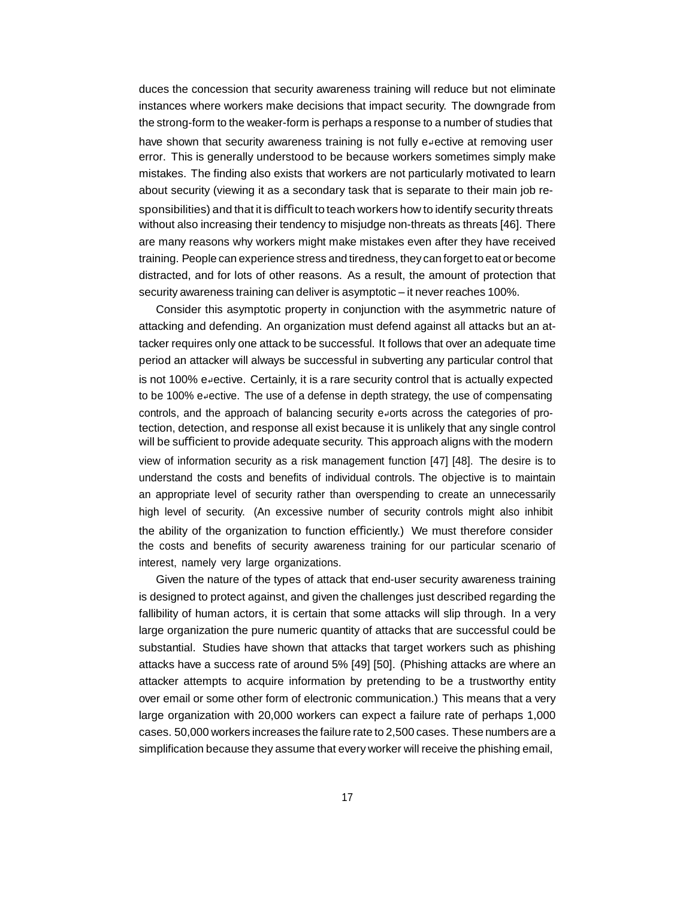duces the concession that security awareness training will reduce but not eliminate instances where workers make decisions that impact security. The downgrade from the strong-form to the weaker-form is perhaps a response to a number of studies that have shown that security awareness training is not fully effective at removing user error. This is generally understood to be because workers sometimes simply make mistakes. The finding also exists that workers are not particularly motivated to learn about security (viewing it as a secondary task that is separate to their main job responsibilities) and that it is difficult to teach workers how to identify security threats without also increasing their tendency to misjudge non-threats as threats [46]. There are many reasons why workers might make mistakes even after they have received training. People can experience stress and tiredness, they can forget to eat or become distracted, and for lots of other reasons. As a result, the amount of protection that security awareness training can deliver is asymptotic – it never reaches 100%.

Consider this asymptotic property in conjunction with the asymmetric nature of attacking and defending. An organization must defend against all attacks but an attacker requires only one attack to be successful. It follows that over an adequate time period an attacker will always be successful in subverting any particular control that is not 100% effective. Certainly, it is a rare security control that is actually expected to be 100% effective. The use of a defense in depth strategy, the use of compensating controls, and the approach of balancing security efforts across the categories of protection, detection, and response all exist because it is unlikely that any single control will be sufficient to provide adequate security. This approach aligns with the modern view of information security as a risk management function [47] [48]. The desire is to understand the costs and benefits of individual controls. The objective is to maintain an appropriate level of security rather than overspending to create an unnecessarily high level of security. (An excessive number of security controls might also inhibit the ability of the organization to function efficiently.) We must therefore consider the costs and benefits of security awareness training for our particular scenario of interest, namely very large organizations.

Given the nature of the types of attack that end-user security awareness training is designed to protect against, and given the challenges just described regarding the fallibility of human actors, it is certain that some attacks will slip through. In a very large organization the pure numeric quantity of attacks that are successful could be substantial. Studies have shown that attacks that target workers such as phishing attacks have a success rate of around 5% [49] [50]. (Phishing attacks are where an attacker attempts to acquire information by pretending to be a trustworthy entity over email or some other form of electronic communication.) This means that a very large organization with 20,000 workers can expect a failure rate of perhaps 1,000 cases. 50,000 workers increases the failure rate to 2,500 cases. These numbers are a simplification because they assume that every worker will receive the phishing email,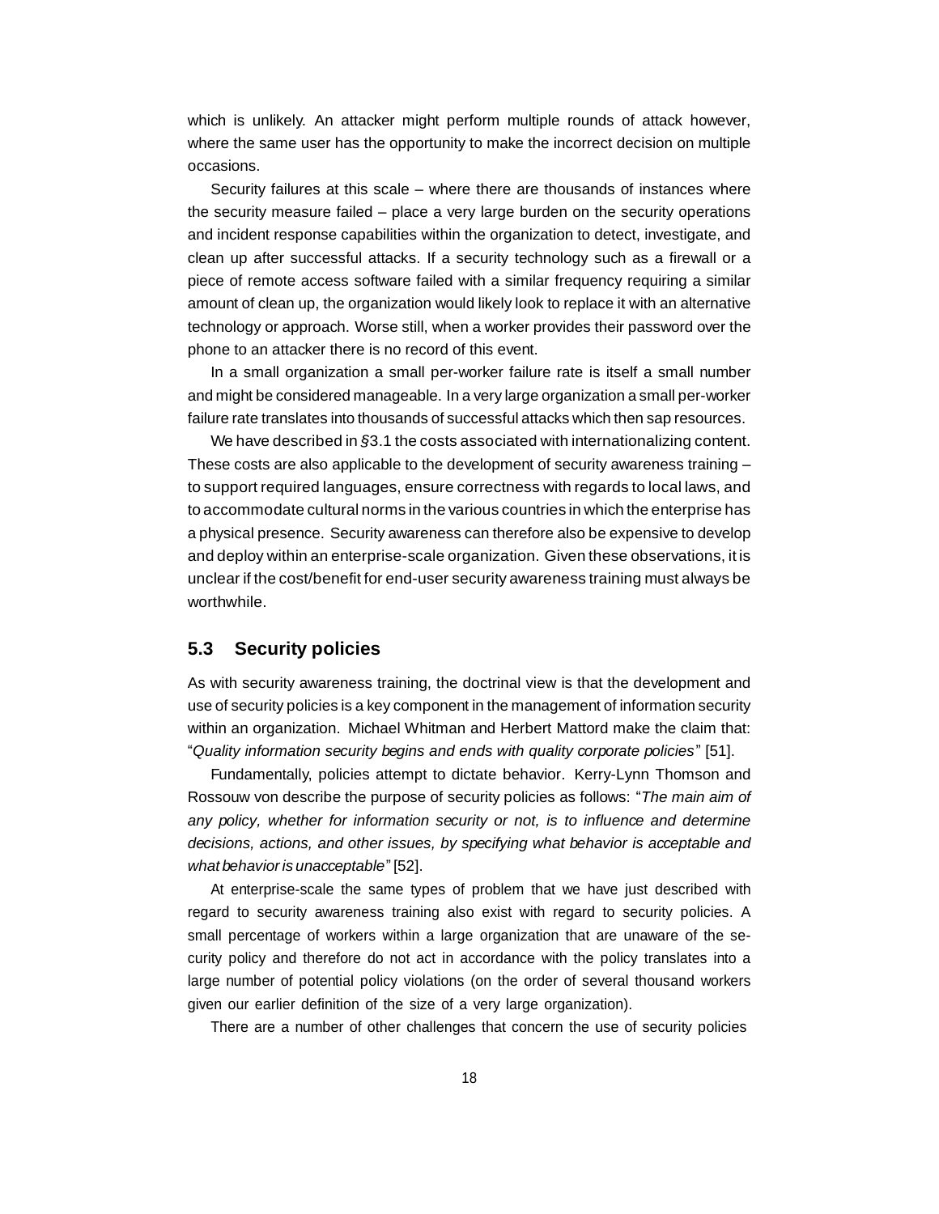which is unlikely. An attacker might perform multiple rounds of attack however, where the same user has the opportunity to make the incorrect decision on multiple occasions.

Security failures at this scale – where there are thousands of instances where the security measure failed – place a very large burden on the security operations and incident response capabilities within the organization to detect, investigate, and clean up after successful attacks. If a security technology such as a firewall or a piece of remote access software failed with a similar frequency requiring a similar amount of clean up, the organization would likely look to replace it with an alternative technology or approach. Worse still, when a worker provides their password over the phone to an attacker there is no record of this event.

In a small organization a small per-worker failure rate is itself a small number and might be considered manageable. In a very large organization a small per-worker failure rate translates into thousands of successful attacks which then sap resources.

We have described in §3.1 the costs associated with internationalizing content. These costs are also applicable to the development of security awareness training – to support required languages, ensure correctness with regards to local laws, and to accommodate cultural norms in the various countries in which the enterprise has a physical presence. Security awareness can therefore also be expensive to develop and deploy within an enterprise-scale organization. Given these observations, it is unclear if the cost/benefit for end-user security awareness training must always be worthwhile.

## 5.3 Security policies

As with security awareness training, the doctrinal view is that the development and use of security policies is a key component in the management of information security within an organization. Michael Whitman and Herbert Mattord make the claim that: "*Quality information security begins and ends with quality corporate policies*" [51].

Fundamentally, policies attempt to dictate behavior. Kerry-Lynn Thomson and Rossouw von describe the purpose of security policies as follows: "*The main aim of any policy, whether for information security or not, is to influence and determine decisions, actions, and other issues, by specifying what behavior is acceptable and what behavior is unacceptable*" [52].

At enterprise-scale the same types of problem that we have just described with regard to security awareness training also exist with regard to security policies. A small percentage of workers within a large organization that are unaware of the security policy and therefore do not act in accordance with the policy translates into a large number of potential policy violations (on the order of several thousand workers given our earlier definition of the size of a very large organization).

There are a number of other challenges that concern the use of security policies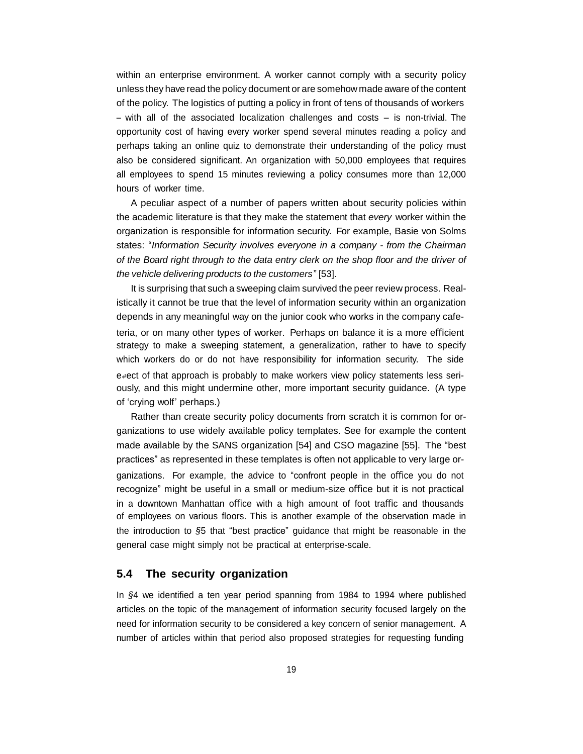within an enterprise environment. A worker cannot comply with a security policy unless they have read the policy document or are somehow made aware of the content of the policy. The logistics of putting a policy in front of tens of thousands of workers – with all of the associated localization challenges and costs – is non-trivial. The opportunity cost of having every worker spend several minutes reading a policy and perhaps taking an online quiz to demonstrate their understanding of the policy must also be considered significant. An organization with 50,000 employees that requires all employees to spend 15 minutes reviewing a policy consumes more than 12,000 hours of worker time.

A peculiar aspect of a number of papers written about security policies within the academic literature is that they make the statement that *every* worker within the organization is responsible for information security. For example, Basie von Solms states: "*Information Security involves everyone in a company - from the Chairman of the Board right through to the data entry clerk on the shop floor and the driver of the vehicle delivering products to the customers*" [53].

It is surprising that such a sweeping claim survived the peer review process. Realistically it cannot be true that the level of information security within an organization depends in any meaningful way on the junior cook who works in the company cafeteria, or on many other types of worker. Perhaps on balance it is a more efficient strategy to make a sweeping statement, a generalization, rather to have to specify which workers do or do not have responsibility for information security. The side effect of that approach is probably to make workers view policy statements less seriously, and this might undermine other, more important security guidance. (A type of 'crying wolf' perhaps.)

Rather than create security policy documents from scratch it is common for organizations to use widely available policy templates. See for example the content made available by the SANS organization [54] and CSO magazine [55]. The "best practices" as represented in these templates is often not applicable to very large organizations. For example, the advice to "confront people in the office you do not recognize" might be useful in a small or medium-size office but it is not practical in a downtown Manhattan office with a high amount of foot traffic and thousands of employees on various floors. This is another example of the observation made in the introduction to §5 that "best practice" guidance that might be reasonable in the general case might simply not be practical at enterprise-scale.

## 5.4 The security organization

In §4 we identified a ten year period spanning from 1984 to 1994 where published articles on the topic of the management of information security focused largely on the need for information security to be considered a key concern of senior management. A number of articles within that period also proposed strategies for requesting funding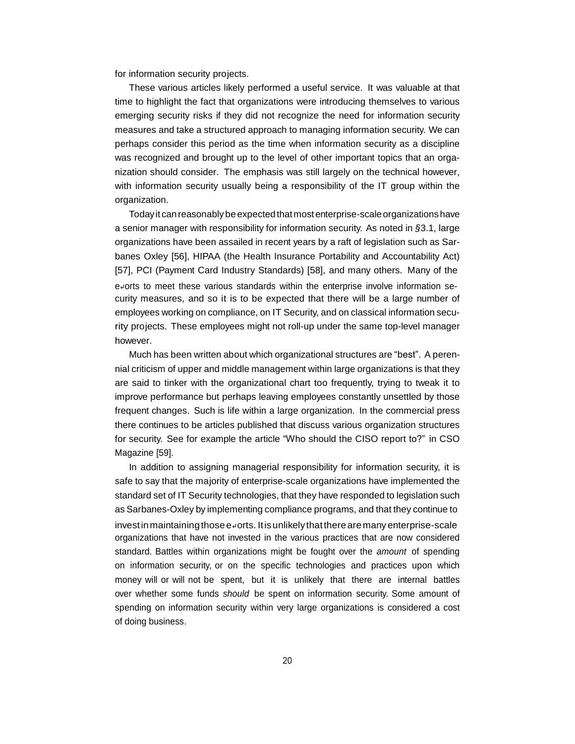for information security projects.

These various articles likely performed a useful service. It was valuable at that time to highlight the fact that organizations were introducing themselves to various emerging security risks if they did not recognize the need for information security measures and take a structured approach to managing information security. We can perhaps consider this period as the time when information security as a discipline was recognized and brought up to the level of other important topics that an organization should consider. The emphasis was still largely on the technical however, with information security usually being a responsibility of the IT group within the organization.

Today it can reasonably be expected that most enterprise-scale organizations have a senior manager with responsibility for information security. As noted in §3.1, large organizations have been assailed in recent years by a raft of legislation such as Sarbanes Oxley [56], HIPAA (the Health Insurance Portability and Accountability Act) [57], PCI (Payment Card Industry Standards) [58], and many others. Many of the efforts to meet these various standards within the enterprise involve information security measures, and so it is to be expected that there will be a large number of employees working on compliance, on IT Security, and on classical information security projects. These employees might not roll-up under the same top-level manager however.

Much has been written about which organizational structures are "best". A perennial criticism of upper and middle management within large organizations is that they are said to tinker with the organizational chart too frequently, trying to tweak it to improve performance but perhaps leaving employees constantly unsettled by those frequent changes. Such is life within a large organization. In the commercial press there continues to be articles published that discuss various organization structures for security. See for example the article "Who should the CISO report to?" in CSO Magazine [59].

In addition to assigning managerial responsibility for information security, it is safe to say that the majority of enterprise-scale organizations have implemented the standard set of IT Security technologies, that they have responded to legislation such as Sarbanes-Oxley by implementing compliance programs, and that they continue to invest in maintaining those efforts. It is unlikely that there are many enterprise-scale organizations that have not invested in the various practices that are now considered standard. Battles within organizations might be fought over the *amount* of spending on information security, or on the specific technologies and practices upon which money will or will not be spent, but it is unlikely that there are internal battles over whether some funds *should* be spent on information security. Some amount of spending on information security within very large organizations is considered a cost of doing business.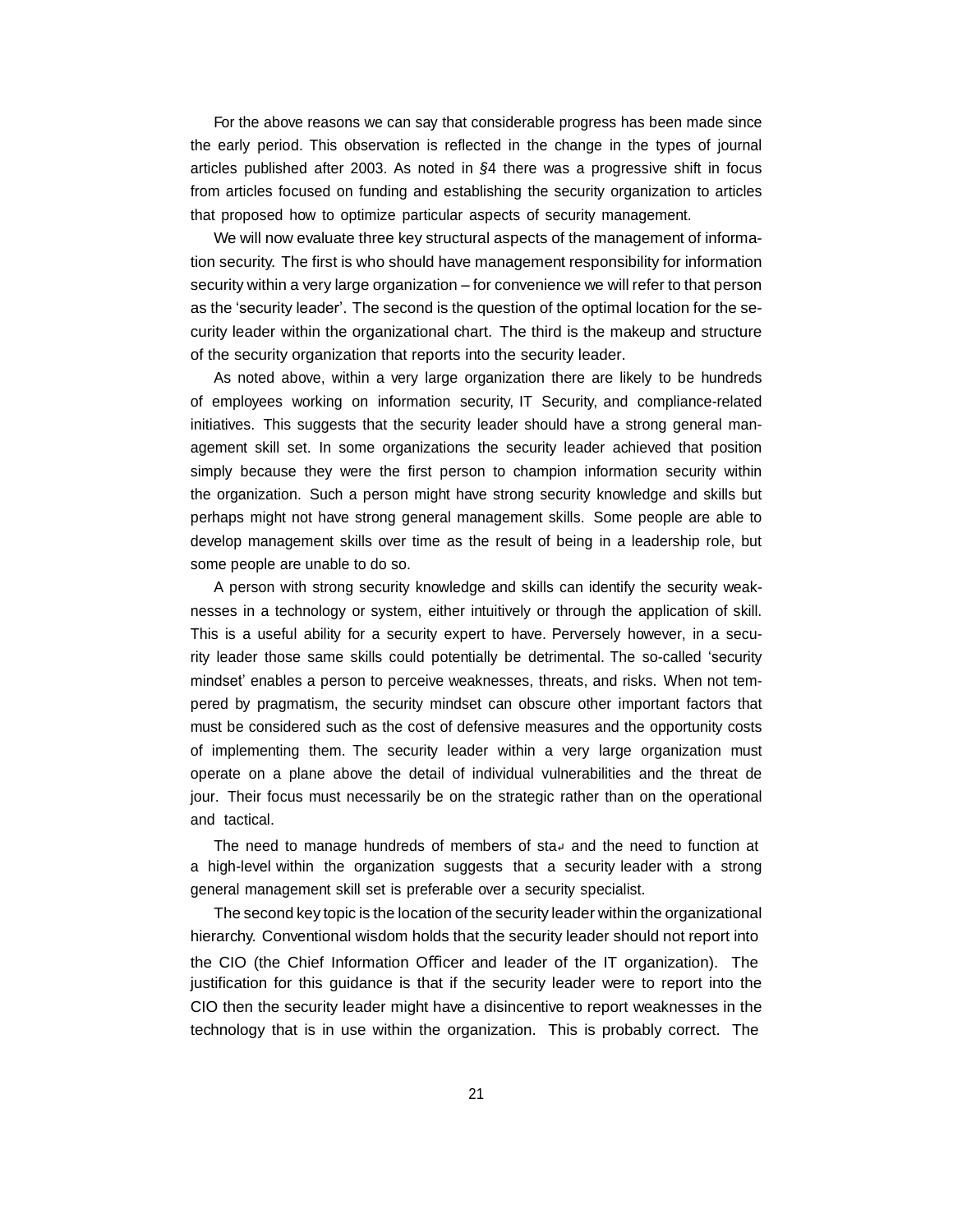For the above reasons we can say that considerable progress has been made since the early period. This observation is reflected in the change in the types of journal articles published after 2003. As noted in §4 there was a progressive shift in focus from articles focused on funding and establishing the security organization to articles that proposed how to optimize particular aspects of security management.

We will now evaluate three key structural aspects of the management of information security. The first is who should have management responsibility for information security within a very large organization – for convenience we will refer to that person as the 'security leader'. The second is the question of the optimal location for the security leader within the organizational chart. The third is the makeup and structure of the security organization that reports into the security leader.

As noted above, within a very large organization there are likely to be hundreds of employees working on information security, IT Security, and compliance-related initiatives. This suggests that the security leader should have a strong general management skill set. In some organizations the security leader achieved that position simply because they were the first person to champion information security within the organization. Such a person might have strong security knowledge and skills but perhaps might not have strong general management skills. Some people are able to develop management skills over time as the result of being in a leadership role, but some people are unable to do so.

A person with strong security knowledge and skills can identify the security weaknesses in a technology or system, either intuitively or through the application of skill. This is a useful ability for a security expert to have. Perversely however, in a security leader those same skills could potentially be detrimental. The so-called 'security mindset' enables a person to perceive weaknesses, threats, and risks. When not tempered by pragmatism, the security mindset can obscure other important factors that must be considered such as the cost of defensive measures and the opportunity costs of implementing them. The security leader within a very large organization must operate on a plane above the detail of individual vulnerabilities and the threat de jour. Their focus must necessarily be on the strategic rather than on the operational and tactical.

The need to manage hundreds of members of staff and the need to function at a high-level within the organization suggests that a security leader with a strong general management skill set is preferable over a security specialist.

The second key topic is the location of the security leader within the organizational hierarchy. Conventional wisdom holds that the security leader should not report into the CIO (the Chief Information Officer and leader of the IT organization). The justification for this guidance is that if the security leader were to report into the CIO then the security leader might have a disincentive to report weaknesses in the technology that is in use within the organization. This is probably correct. The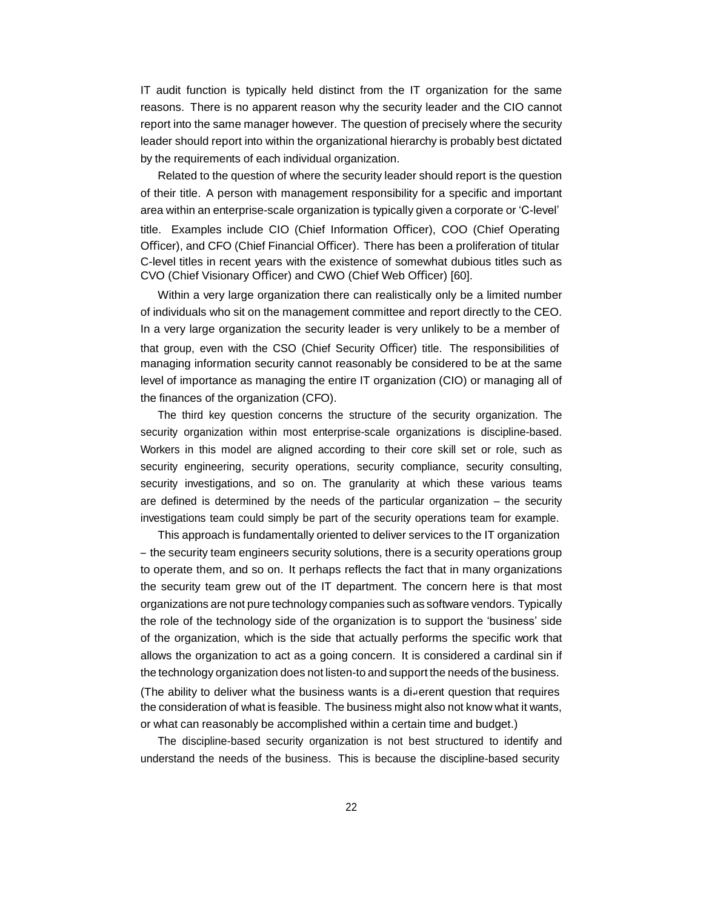IT audit function is typically held distinct from the IT organization for the same reasons. There is no apparent reason why the security leader and the CIO cannot report into the same manager however. The question of precisely where the security leader should report into within the organizational hierarchy is probably best dictated by the requirements of each individual organization.

Related to the question of where the security leader should report is the question of their title. A person with management responsibility for a specific and important area within an enterprise-scale organization is typically given a corporate or 'C-level' title. Examples include CIO (Chief Information Officer), COO (Chief Operating Officer), and CFO (Chief Financial Officer). There has been a proliferation of titular C-level titles in recent years with the existence of somewhat dubious titles such as CVO (Chief Visionary Officer) and CWO (Chief Web Officer) [60].

Within a very large organization there can realistically only be a limited number of individuals who sit on the management committee and report directly to the CEO. In a very large organization the security leader is very unlikely to be a member of that group, even with the CSO (Chief Security Officer) title. The responsibilities of managing information security cannot reasonably be considered to be at the same level of importance as managing the entire IT organization (CIO) or managing all of the finances of the organization (CFO).

The third key question concerns the structure of the security organization. The security organization within most enterprise-scale organizations is discipline-based. Workers in this model are aligned according to their core skill set or role, such as security engineering, security operations, security compliance, security consulting, security investigations, and so on. The granularity at which these various teams are defined is determined by the needs of the particular organization – the security investigations team could simply be part of the security operations team for example.

This approach is fundamentally oriented to deliver services to the IT organization – the security team engineers security solutions, there is a security operations group to operate them, and so on. It perhaps reflects the fact that in many organizations the security team grew out of the IT department. The concern here is that most organizations are not pure technology companies such as software vendors. Typically the role of the technology side of the organization is to support the 'business' side of the organization, which is the side that actually performs the specific work that allows the organization to act as a going concern. It is considered a cardinal sin if the technology organization does not listen-to and support the needs of the business. (The ability to deliver what the business wants is a different question that requires the consideration of what is feasible. The business might also not know what it wants, or what can reasonably be accomplished within a certain time and budget.)

The discipline-based security organization is not best structured to identify and understand the needs of the business. This is because the discipline-based security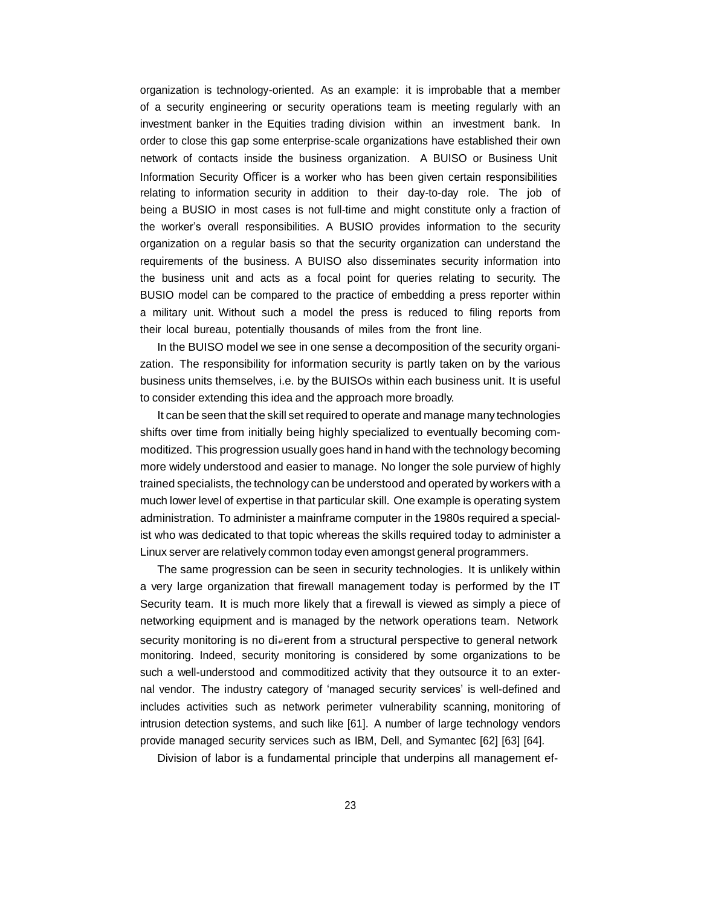organization is technology-oriented. As an example: it is improbable that a member of a security engineering or security operations team is meeting regularly with an investment banker in the Equities trading division within an investment bank. In order to close this gap some enterprise-scale organizations have established their own network of contacts inside the business organization. A BUISO or Business Unit Information Security Officer is a worker who has been given certain responsibilities relating to information security in addition to their day-to-day role. The job of being a BUSIO in most cases is not full-time and might constitute only a fraction of the worker's overall responsibilities. A BUSIO provides information to the security organization on a regular basis so that the security organization can understand the requirements of the business. A BUISO also disseminates security information into the business unit and acts as a focal point for queries relating to security. The BUSIO model can be compared to the practice of embedding a press reporter within a military unit. Without such a model the press is reduced to filing reports from their local bureau, potentially thousands of miles from the front line.

In the BUISO model we see in one sense a decomposition of the security organization. The responsibility for information security is partly taken on by the various business units themselves, i.e. by the BUISOs within each business unit. It is useful to consider extending this idea and the approach more broadly.

It can be seen that the skill set required to operate and manage many technologies shifts over time from initially being highly specialized to eventually becoming commoditized. This progression usually goes hand in hand with the technology becoming more widely understood and easier to manage. No longer the sole purview of highly trained specialists, the technology can be understood and operated by workers with a much lower level of expertise in that particular skill. One example is operating system administration. To administer a mainframe computer in the 1980s required a specialist who was dedicated to that topic whereas the skills required today to administer a Linux server are relatively common today even amongst general programmers.

The same progression can be seen in security technologies. It is unlikely within a very large organization that firewall management today is performed by the IT Security team. It is much more likely that a firewall is viewed as simply a piece of networking equipment and is managed by the network operations team. Network security monitoring is no different from a structural perspective to general network monitoring. Indeed, security monitoring is considered by some organizations to be such a well-understood and commoditized activity that they outsource it to an external vendor. The industry category of 'managed security services' is well-defined and includes activities such as network perimeter vulnerability scanning, monitoring of intrusion detection systems, and such like [61]. A number of large technology vendors provide managed security services such as IBM, Dell, and Symantec [62] [63] [64].

Division of labor is a fundamental principle that underpins all management ef-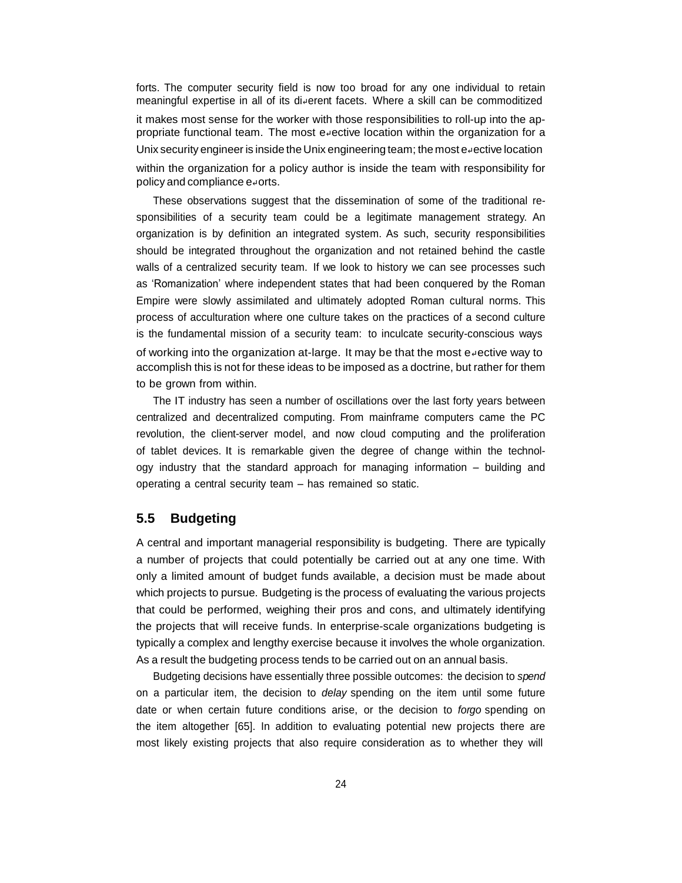forts. The computer security field is now too broad for any one individual to retain meaningful expertise in all of its different facets. Where a skill can be commoditized it makes most sense for the worker with those responsibilities to roll-up into the appropriate functional team. The most effective location within the organization for a Unix security engineer is inside the Unix engineering team; the most effective location within the organization for a policy author is inside the team with responsibility for policy and compliance efforts.

These observations suggest that the dissemination of some of the traditional responsibilities of a security team could be a legitimate management strategy. An organization is by definition an integrated system. As such, security responsibilities should be integrated throughout the organization and not retained behind the castle walls of a centralized security team. If we look to history we can see processes such as 'Romanization' where independent states that had been conquered by the Roman Empire were slowly assimilated and ultimately adopted Roman cultural norms. This process of acculturation where one culture takes on the practices of a second culture is the fundamental mission of a security team: to inculcate security-conscious ways of working into the organization at-large. It may be that the most effective way to accomplish this is not for these ideas to be imposed as a doctrine, but rather for them to be grown from within.

The IT industry has seen a number of oscillations over the last forty years between centralized and decentralized computing. From mainframe computers came the PC revolution, the client-server model, and now cloud computing and the proliferation of tablet devices. It is remarkable given the degree of change within the technology industry that the standard approach for managing information – building and operating a central security team – has remained so static.

## 5.5 Budgeting

A central and important managerial responsibility is budgeting. There are typically a number of projects that could potentially be carried out at any one time. With only a limited amount of budget funds available, a decision must be made about which projects to pursue. Budgeting is the process of evaluating the various projects that could be performed, weighing their pros and cons, and ultimately identifying the projects that will receive funds. In enterprise-scale organizations budgeting is typically a complex and lengthy exercise because it involves the whole organization. As a result the budgeting process tends to be carried out on an annual basis.

Budgeting decisions have essentially three possible outcomes: the decision to *spend* on a particular item, the decision to *delay* spending on the item until some future date or when certain future conditions arise, or the decision to *forgo* spending on the item altogether [65]. In addition to evaluating potential new projects there are most likely existing projects that also require consideration as to whether they will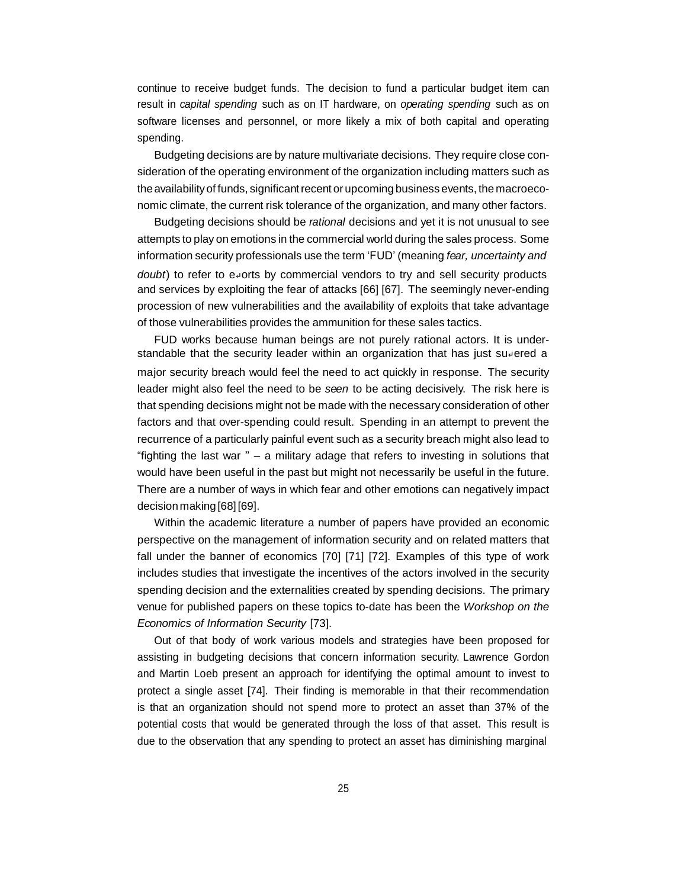continue to receive budget funds. The decision to fund a particular budget item can result in *capital spending* such as on IT hardware, on *operating spending* such as on software licenses and personnel, or more likely a mix of both capital and operating spending.

Budgeting decisions are by nature multivariate decisions. They require close consideration of the operating environment of the organization including matters such as the availability of funds, significant recent or upcoming business events, the macroeconomic climate, the current risk tolerance of the organization, and many other factors.

Budgeting decisions should be *rational* decisions and yet it is not unusual to see attempts to play on emotions in the commercial world during the sales process. Some information security professionals use the term 'FUD' (meaning *fear, uncertainty and doubt*) to refer to efforts by commercial vendors to try and sell security products and services by exploiting the fear of attacks [66] [67]. The seemingly never-ending procession of new vulnerabilities and the availability of exploits that take advantage of those vulnerabilities provides the ammunition for these sales tactics.

FUD works because human beings are not purely rational actors. It is understandable that the security leader within an organization that has just suffered a major security breach would feel the need to act quickly in response. The security leader might also feel the need to be *seen* to be acting decisively. The risk here is that spending decisions might not be made with the necessary consideration of other factors and that over-spending could result. Spending in an attempt to prevent the recurrence of a particularly painful event such as a security breach might also lead to "fighting the last war " – a military adage that refers to investing in solutions that would have been useful in the past but might not necessarily be useful in the future. There are a number of ways in which fear and other emotions can negatively impact decision making [68] [69].

Within the academic literature a number of papers have provided an economic perspective on the management of information security and on related matters that fall under the banner of economics [70] [71] [72]. Examples of this type of work includes studies that investigate the incentives of the actors involved in the security spending decision and the externalities created by spending decisions. The primary venue for published papers on these topics to-date has been the *Workshop on the Economics of Information Security* [73].

Out of that body of work various models and strategies have been proposed for assisting in budgeting decisions that concern information security. Lawrence Gordon and Martin Loeb present an approach for identifying the optimal amount to invest to protect a single asset [74]. Their finding is memorable in that their recommendation is that an organization should not spend more to protect an asset than 37% of the potential costs that would be generated through the loss of that asset. This result is due to the observation that any spending to protect an asset has diminishing marginal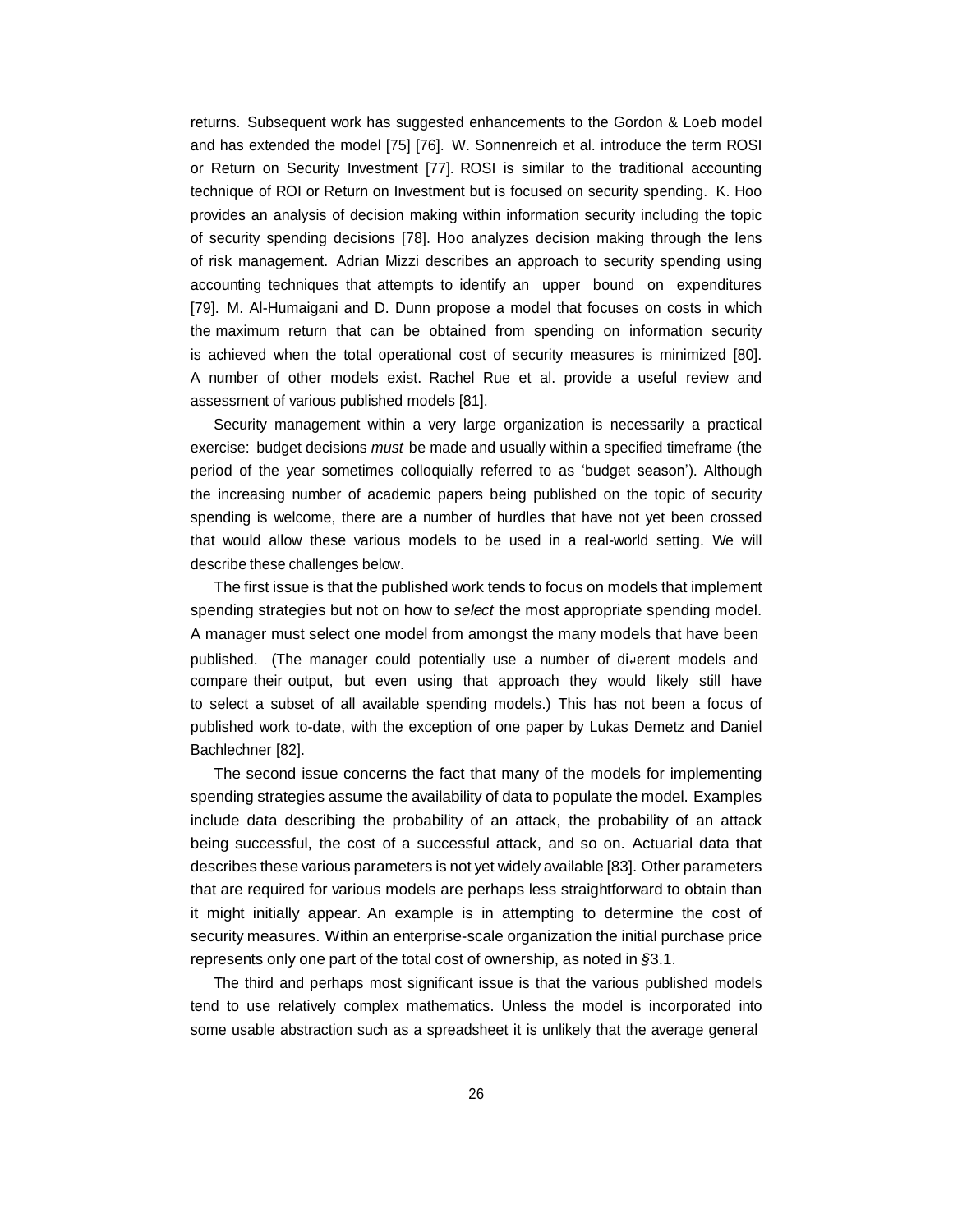returns. Subsequent work has suggested enhancements to the Gordon & Loeb model and has extended the model [75] [76]. W. Sonnenreich et al. introduce the term ROSI or Return on Security Investment [77]. ROSI is similar to the traditional accounting technique of ROI or Return on Investment but is focused on security spending. K. Hoo provides an analysis of decision making within information security including the topic of security spending decisions [78]. Hoo analyzes decision making through the lens of risk management. Adrian Mizzi describes an approach to security spending using accounting techniques that attempts to identify an upper bound on expenditures [79]. M. Al-Humaigani and D. Dunn propose a model that focuses on costs in which the maximum return that can be obtained from spending on information security is achieved when the total operational cost of security measures is minimized [80]. A number of other models exist. Rachel Rue et al. provide a useful review and assessment of various published models [81].

Security management within a very large organization is necessarily a practical exercise: budget decisions *must* be made and usually within a specified timeframe (the period of the year sometimes colloquially referred to as 'budget season'). Although the increasing number of academic papers being published on the topic of security spending is welcome, there are a number of hurdles that have not yet been crossed that would allow these various models to be used in a real-world setting. We will describe these challenges below.

The first issue is that the published work tends to focus on models that implement spending strategies but not on how to *select* the most appropriate spending model. A manager must select one model from amongst the many models that have been published. (The manager could potentially use a number of different models and compare their output, but even using that approach they would likely still have to select a subset of all available spending models.) This has not been a focus of published work to-date, with the exception of one paper by Lukas Demetz and Daniel Bachlechner [82].

The second issue concerns the fact that many of the models for implementing spending strategies assume the availability of data to populate the model. Examples include data describing the probability of an attack, the probability of an attack being successful, the cost of a successful attack, and so on. Actuarial data that describes these various parameters is not yet widely available [83]. Other parameters that are required for various models are perhaps less straightforward to obtain than it might initially appear. An example is in attempting to determine the cost of security measures. Within an enterprise-scale organization the initial purchase price represents only one part of the total cost of ownership, as noted in §3.1.

The third and perhaps most significant issue is that the various published models tend to use relatively complex mathematics. Unless the model is incorporated into some usable abstraction such as a spreadsheet it is unlikely that the average general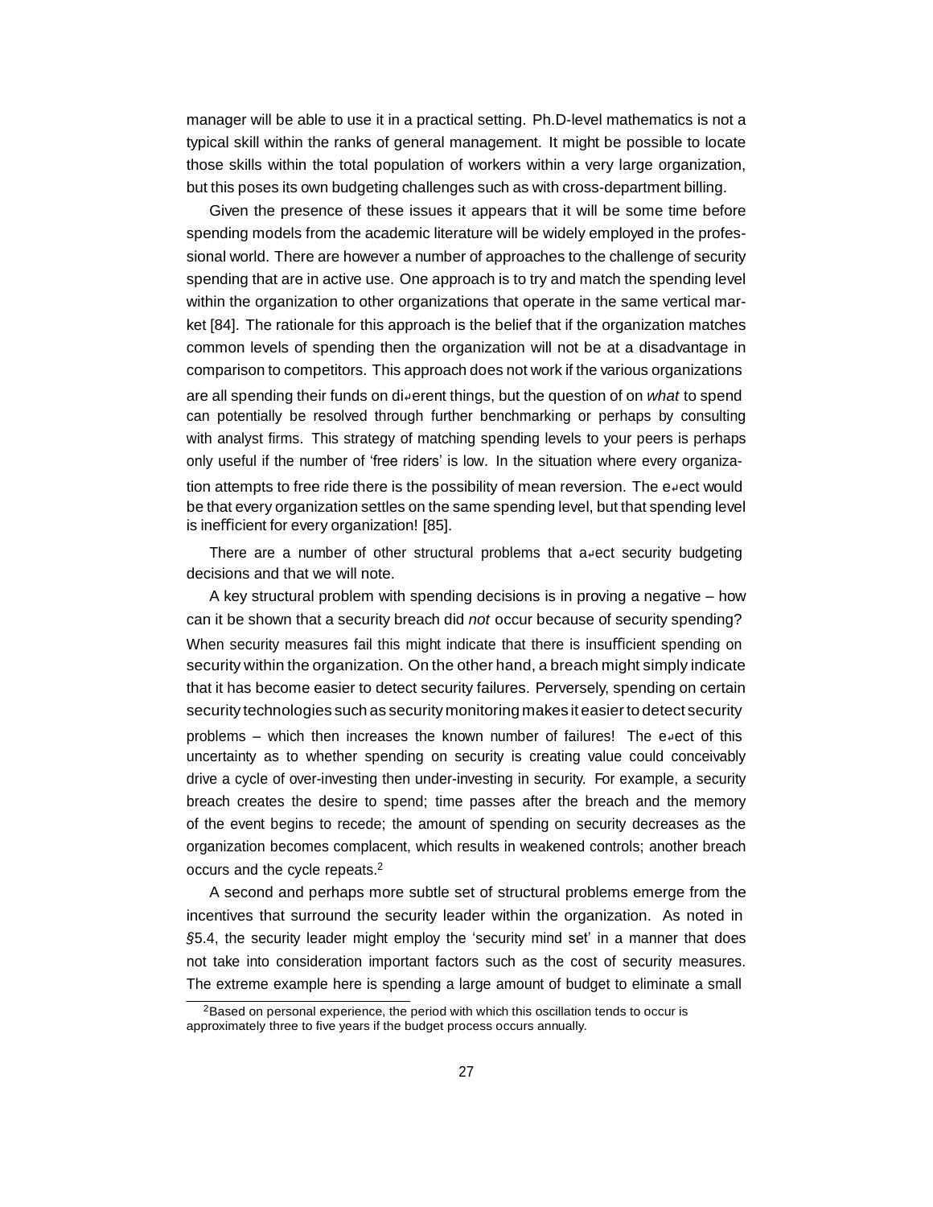manager will be able to use it in a practical setting. Ph.D-level mathematics is not a typical skill within the ranks of general management. It might be possible to locate those skills within the total population of workers within a very large organization, but this poses its own budgeting challenges such as with cross-department billing.

Given the presence of these issues it appears that it will be some time before spending models from the academic literature will be widely employed in the professional world. There are however a number of approaches to the challenge of security spending that are in active use. One approach is to try and match the spending level within the organization to other organizations that operate in the same vertical market [84]. The rationale for this approach is the belief that if the organization matches common levels of spending then the organization will not be at a disadvantage in comparison to competitors. This approach does not work if the various organizations are all spending their funds on different things, but the question of on *what* to spend can potentially be resolved through further benchmarking or perhaps by consulting with analyst firms. This strategy of matching spending levels to your peers is perhaps only useful if the number of 'free riders' is low. In the situation where every organization attempts to free ride there is the possibility of mean reversion. The effect would be that every organization settles on the same spending level, but that spending level is inefficient for every organization! [85].

There are a number of other structural problems that affect security budgeting decisions and that we will note.

A key structural problem with spending decisions is in proving a negative – how can it be shown that a security breach did *not* occur because of security spending? When security measures fail this might indicate that there is insufficient spending on security within the organization. On the other hand, a breach might simply indicate that it has become easier to detect security failures. Perversely, spending on certain security technologies such as security monitoring makes it easier to detect security problems – which then increases the known number of failures! The effect of this uncertainty as to whether spending on security is creating value could conceivably drive a cycle of over-investing then under-investing in security. For example, a security breach creates the desire to spend; time passes after the breach and the memory of the event begins to recede; the amount of spending on security decreases as the organization becomes complacent, which results in weakened controls; another breach occurs and the cycle repeats.[2]

A second and perhaps more subtle set of structural problems emerge from the incentives that surround the security leader within the organization. As noted in §5.4, the security leader might employ the 'security mind set' in a manner that does not take into consideration important factors such as the cost of security measures. The extreme example here is spending a large amount of budget to eliminate a small

[2] Based on personal experience, the period with which this oscillation tends to occur is approximately three to five years if the budget process occurs annually.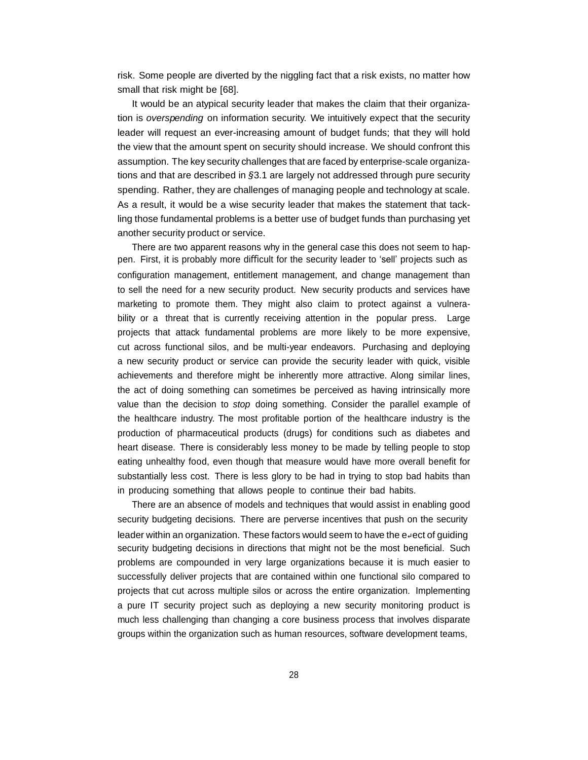risk. Some people are diverted by the niggling fact that a risk exists, no matter how small that risk might be [68].

It would be an atypical security leader that makes the claim that their organization is *overspending* on information security. We intuitively expect that the security leader will request an ever-increasing amount of budget funds; that they will hold the view that the amount spent on security should increase. We should confront this assumption. The key security challenges that are faced by enterprise-scale organizations and that are described in §3.1 are largely not addressed through pure security spending. Rather, they are challenges of managing people and technology at scale. As a result, it would be a wise security leader that makes the statement that tackling those fundamental problems is a better use of budget funds than purchasing yet another security product or service.

There are two apparent reasons why in the general case this does not seem to happen. First, it is probably more difficult for the security leader to 'sell' projects such as configuration management, entitlement management, and change management than to sell the need for a new security product. New security products and services have marketing to promote them. They might also claim to protect against a vulnerability or a threat that is currently receiving attention in the popular press. Large projects that attack fundamental problems are more likely to be more expensive, cut across functional silos, and be multi-year endeavors. Purchasing and deploying a new security product or service can provide the security leader with quick, visible achievements and therefore might be inherently more attractive. Along similar lines, the act of doing something can sometimes be perceived as having intrinsically more value than the decision to *stop* doing something. Consider the parallel example of the healthcare industry. The most profitable portion of the healthcare industry is the production of pharmaceutical products (drugs) for conditions such as diabetes and heart disease. There is considerably less money to be made by telling people to stop eating unhealthy food, even though that measure would have more overall benefit for substantially less cost. There is less glory to be had in trying to stop bad habits than in producing something that allows people to continue their bad habits.

There are an absence of models and techniques that would assist in enabling good security budgeting decisions. There are perverse incentives that push on the security leader within an organization. These factors would seem to have the effect of guiding security budgeting decisions in directions that might not be the most beneficial. Such problems are compounded in very large organizations because it is much easier to successfully deliver projects that are contained within one functional silo compared to projects that cut across multiple silos or across the entire organization. Implementing a pure IT security project such as deploying a new security monitoring product is much less challenging than changing a core business process that involves disparate groups within the organization such as human resources, software development teams,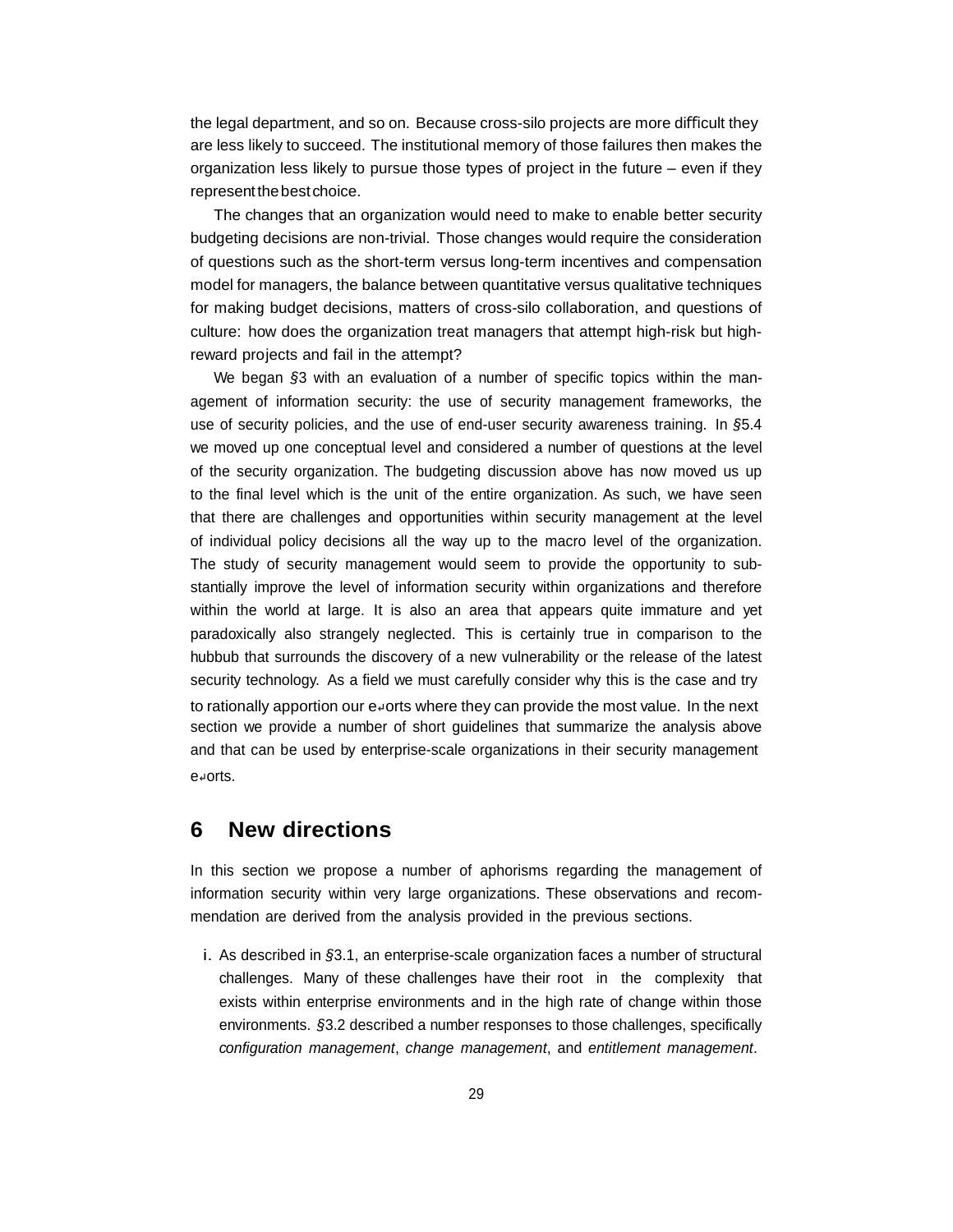the legal department, and so on. Because cross-silo projects are more difficult they are less likely to succeed. The institutional memory of those failures then makes the organization less likely to pursue those types of project in the future – even if they represent the best choice.

The changes that an organization would need to make to enable better security budgeting decisions are non-trivial. Those changes would require the consideration of questions such as the short-term versus long-term incentives and compensation model for managers, the balance between quantitative versus qualitative techniques for making budget decisions, matters of cross-silo collaboration, and questions of culture: how does the organization treat managers that attempt high-risk but high-reward projects and fail in the attempt?

We began §3 with an evaluation of a number of specific topics within the management of information security: the use of security management frameworks, the use of security policies, and the use of end-user security awareness training. In §5.4 we moved up one conceptual level and considered a number of questions at the level of the security organization. The budgeting discussion above has now moved us up to the final level which is the unit of the entire organization. As such, we have seen that there are challenges and opportunities within security management at the level of individual policy decisions all the way up to the macro level of the organization. The study of security management would seem to provide the opportunity to substantially improve the level of information security within organizations and therefore within the world at large. It is also an area that appears quite immature and yet paradoxically also strangely neglected. This is certainly true in comparison to the hubbub that surrounds the discovery of a new vulnerability or the release of the latest security technology. As a field we must carefully consider why this is the case and try to rationally apportion our efforts where they can provide the most value. In the next section we provide a number of short guidelines that summarize the analysis above and that can be used by enterprise-scale organizations in their security management efforts.

## 6 New directions

In this section we propose a number of aphorisms regarding the management of information security within very large organizations. These observations and recommendation are derived from the analysis provided in the previous sections.

i. As described in §3.1, an enterprise-scale organization faces a number of structural challenges. Many of these challenges have their root in the complexity that exists within enterprise environments and in the high rate of change within those environments. §3.2 described a number responses to those challenges, specifically *configuration management*, *change management*, and *entitlement management*.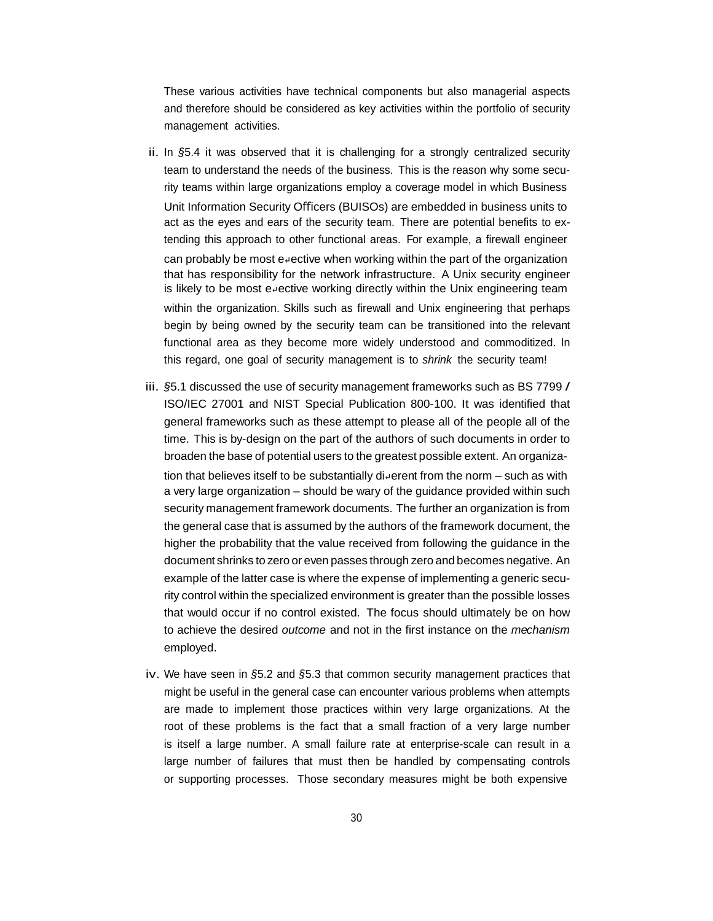These various activities have technical components but also managerial aspects and therefore should be considered as key activities within the portfolio of security management activities.

ii. In §5.4 it was observed that it is challenging for a strongly centralized security team to understand the needs of the business. This is the reason why some security teams within large organizations employ a coverage model in which Business Unit Information Security Officers (BUISOs) are embedded in business units to act as the eyes and ears of the security team. There are potential benefits to extending this approach to other functional areas. For example, a firewall engineer can probably be most effective when working within the part of the organization that has responsibility for the network infrastructure. A Unix security engineer is likely to be most effective working directly within the Unix engineering team within the organization. Skills such as firewall and Unix engineering that perhaps begin by being owned by the security team can be transitioned into the relevant functional area as they become more widely understood and commoditized. In this regard, one goal of security management is to *shrink* the security team!

iii. §5.1 discussed the use of security management frameworks such as BS 7799 / ISO/IEC 27001 and NIST Special Publication 800-100. It was identified that general frameworks such as these attempt to please all of the people all of the time. This is by-design on the part of the authors of such documents in order to broaden the base of potential users to the greatest possible extent. An organization that believes itself to be substantially different from the norm – such as with a very large organization – should be wary of the guidance provided within such security management framework documents. The further an organization is from the general case that is assumed by the authors of the framework document, the higher the probability that the value received from following the guidance in the document shrinks to zero or even passes through zero and becomes negative. An example of the latter case is where the expense of implementing a generic security control within the specialized environment is greater than the possible losses that would occur if no control existed. The focus should ultimately be on how to achieve the desired *outcome* and not in the first instance on the *mechanism* employed.

iv. We have seen in §5.2 and §5.3 that common security management practices that might be useful in the general case can encounter various problems when attempts are made to implement those practices within very large organizations. At the root of these problems is the fact that a small fraction of a very large number is itself a large number. A small failure rate at enterprise-scale can result in a large number of failures that must then be handled by compensating controls or supporting processes. Those secondary measures might be both expensive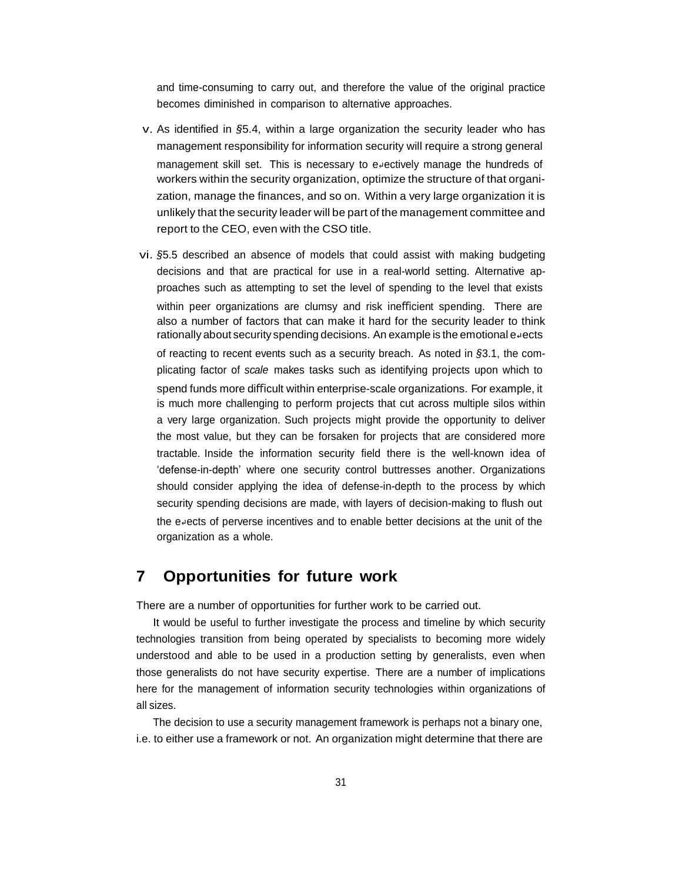and time-consuming to carry out, and therefore the value of the original practice becomes diminished in comparison to alternative approaches.

v. As identified in §5.4, within a large organization the security leader who has management responsibility for information security will require a strong general management skill set. This is necessary to effectively manage the hundreds of workers within the security organization, optimize the structure of that organization, manage the finances, and so on. Within a very large organization it is unlikely that the security leader will be part of the management committee and report to the CEO, even with the CSO title.

vi. §5.5 described an absence of models that could assist with making budgeting decisions and that are practical for use in a real-world setting. Alternative approaches such as attempting to set the level of spending to the level that exists within peer organizations are clumsy and risk inefficient spending. There are also a number of factors that can make it hard for the security leader to think rationally about security spending decisions. An example is the emotional effects of reacting to recent events such as a security breach. As noted in §3.1, the complicating factor of *scale* makes tasks such as identifying projects upon which to spend funds more difficult within enterprise-scale organizations. For example, it is much more challenging to perform projects that cut across multiple silos within a very large organization. Such projects might provide the opportunity to deliver the most value, but they can be forsaken for projects that are considered more tractable. Inside the information security field there is the well-known idea of 'defense-in-depth' where one security control buttresses another. Organizations should consider applying the idea of defense-in-depth to the process by which security spending decisions are made, with layers of decision-making to flush out the effects of perverse incentives and to enable better decisions at the unit of the organization as a whole.

# 7 Opportunities for future work

There are a number of opportunities for further work to be carried out.

It would be useful to further investigate the process and timeline by which security technologies transition from being operated by specialists to becoming more widely understood and able to be used in a production setting by generalists, even when those generalists do not have security expertise. There are a number of implications here for the management of information security technologies within organizations of all sizes.

The decision to use a security management framework is perhaps not a binary one, i.e. to either use a framework or not. An organization might determine that there are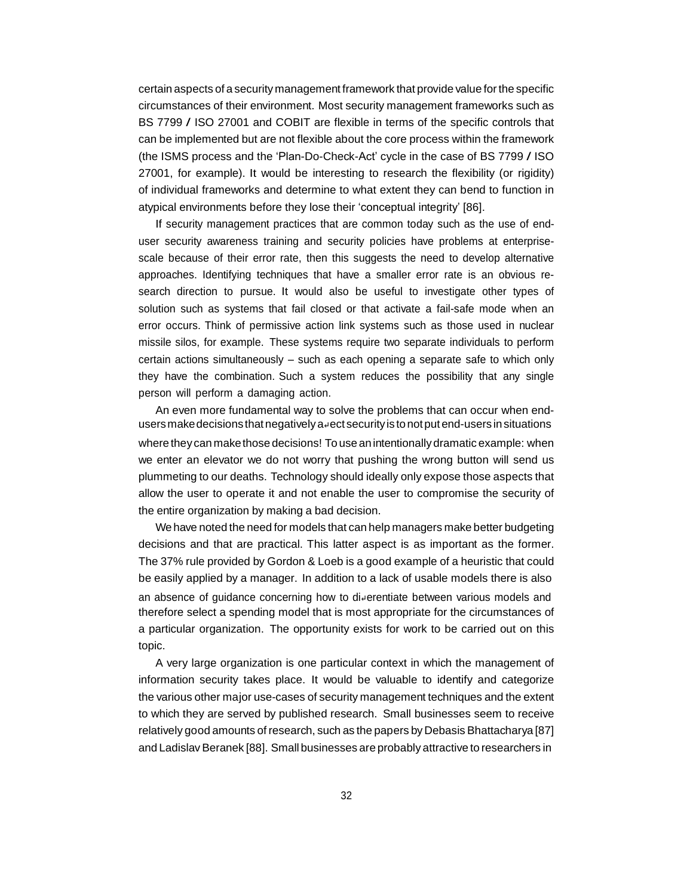certain aspects of a security management framework that provide value for the specific circumstances of their environment. Most security management frameworks such as BS 7799 / ISO 27001 and COBIT are flexible in terms of the specific controls that can be implemented but are not flexible about the core process within the framework (the ISMS process and the 'Plan-Do-Check-Act' cycle in the case of BS 7799 / ISO 27001, for example). It would be interesting to research the flexibility (or rigidity) of individual frameworks and determine to what extent they can bend to function in atypical environments before they lose their 'conceptual integrity' [86].

If security management practices that are common today such as the use of end-user security awareness training and security policies have problems at enterprise-scale because of their error rate, then this suggests the need to develop alternative approaches. Identifying techniques that have a smaller error rate is an obvious research direction to pursue. It would also be useful to investigate other types of solution such as systems that fail closed or that activate a fail-safe mode when an error occurs. Think of permissive action link systems such as those used in nuclear missile silos, for example. These systems require two separate individuals to perform certain actions simultaneously – such as each opening a separate safe to which only they have the combination. Such a system reduces the possibility that any single person will perform a damaging action.

An even more fundamental way to solve the problems that can occur when end-users make decisions that negatively affect security is to not put end-users in situations where they can make those decisions! To use an intentionally dramatic example: when we enter an elevator we do not worry that pushing the wrong button will send us plummeting to our deaths. Technology should ideally only expose those aspects that allow the user to operate it and not enable the user to compromise the security of the entire organization by making a bad decision.

We have noted the need for models that can help managers make better budgeting decisions and that are practical. This latter aspect is as important as the former. The 37% rule provided by Gordon & Loeb is a good example of a heuristic that could be easily applied by a manager. In addition to a lack of usable models there is also an absence of guidance concerning how to differentiate between various models and therefore select a spending model that is most appropriate for the circumstances of a particular organization. The opportunity exists for work to be carried out on this topic.

A very large organization is one particular context in which the management of information security takes place. It would be valuable to identify and categorize the various other major use-cases of security management techniques and the extent to which they are served by published research. Small businesses seem to receive relatively good amounts of research, such as the papers by Debasis Bhattacharya [87] and Ladislav Beranek [88]. Small businesses are probably attractive to researchers in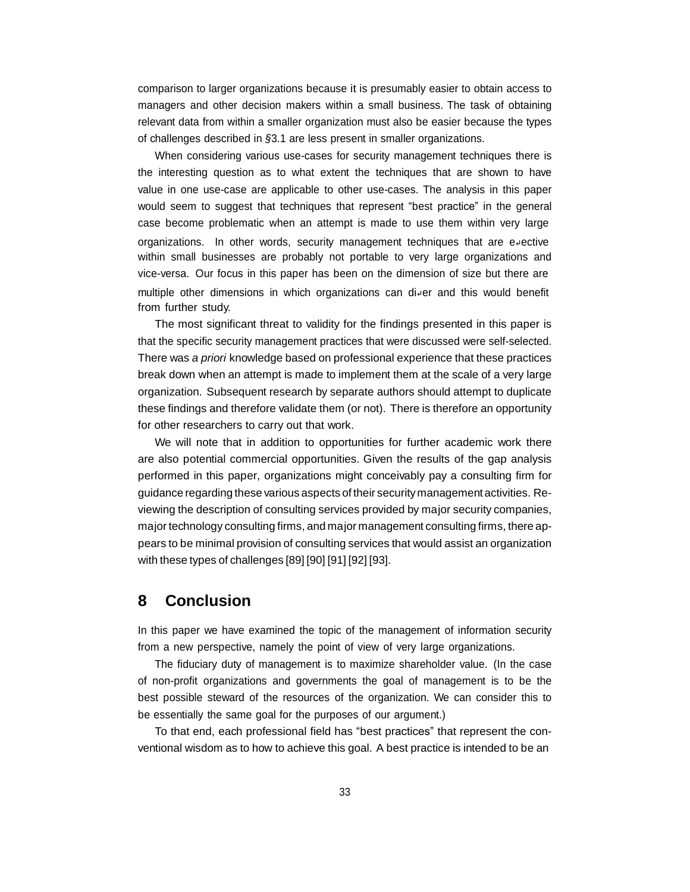comparison to larger organizations because it is presumably easier to obtain access to managers and other decision makers within a small business. The task of obtaining relevant data from within a smaller organization must also be easier because the types of challenges described in §3.1 are less present in smaller organizations.

When considering various use-cases for security management techniques there is the interesting question as to what extent the techniques that are shown to have value in one use-case are applicable to other use-cases. The analysis in this paper would seem to suggest that techniques that represent "best practice" in the general case become problematic when an attempt is made to use them within very large organizations. In other words, security management techniques that are effective within small businesses are probably not portable to very large organizations and vice-versa. Our focus in this paper has been on the dimension of size but there are multiple other dimensions in which organizations can differ and this would benefit from further study.

The most significant threat to validity for the findings presented in this paper is that the specific security management practices that were discussed were self-selected. There was *a priori* knowledge based on professional experience that these practices break down when an attempt is made to implement them at the scale of a very large organization. Subsequent research by separate authors should attempt to duplicate these findings and therefore validate them (or not). There is therefore an opportunity for other researchers to carry out that work.

We will note that in addition to opportunities for further academic work there are also potential commercial opportunities. Given the results of the gap analysis performed in this paper, organizations might conceivably pay a consulting firm for guidance regarding these various aspects of their security management activities. Reviewing the description of consulting services provided by major security companies, major technology consulting firms, and major management consulting firms, there appears to be minimal provision of consulting services that would assist an organization with these types of challenges [89] [90] [91] [92] [93].

# 8 Conclusion

In this paper we have examined the topic of the management of information security from a new perspective, namely the point of view of very large organizations.

The fiduciary duty of management is to maximize shareholder value. (In the case of non-profit organizations and governments the goal of management is to be the best possible steward of the resources of the organization. We can consider this to be essentially the same goal for the purposes of our argument.)

To that end, each professional field has "best practices" that represent the conventional wisdom as to how to achieve this goal. A best practice is intended to be an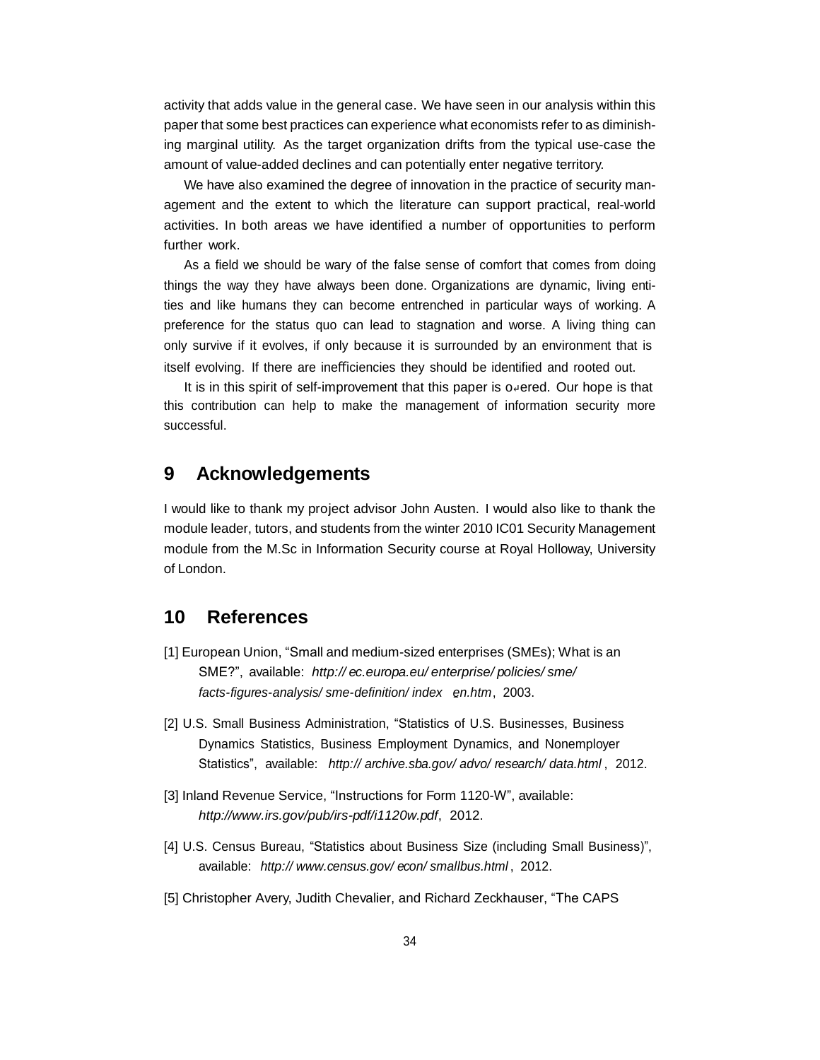activity that adds value in the general case. We have seen in our analysis within this paper that some best practices can experience what economists refer to as diminishing marginal utility. As the target organization drifts from the typical use-case the amount of value-added declines and can potentially enter negative territory.

We have also examined the degree of innovation in the practice of security management and the extent to which the literature can support practical, real-world activities. In both areas we have identified a number of opportunities to perform further work.

As a field we should be wary of the false sense of comfort that comes from doing things the way they have always been done. Organizations are dynamic, living entities and like humans they can become entrenched in particular ways of working. A preference for the status quo can lead to stagnation and worse. A living thing can only survive if it evolves, if only because it is surrounded by an environment that is itself evolving. If there are inefficiencies they should be identified and rooted out.

It is in this spirit of self-improvement that this paper is offered. Our hope is that this contribution can help to make the management of information security more successful.

## 9 Acknowledgements

I would like to thank my project advisor John Austen. I would also like to thank the module leader, tutors, and students from the winter 2010 IC01 Security Management module from the M.Sc in Information Security course at Royal Holloway, University of London.

## 10 References

[1] European Union, "Small and medium-sized enterprises (SMEs); What is an SME?", available: *http://ec.europa.eu/enterprise/policies/sme/facts-figures-analysis/sme-definition/index_en.htm*, 2003.

[2] U.S. Small Business Administration, "Statistics of U.S. Businesses, Business Dynamics Statistics, Business Employment Dynamics, and Nonemployer Statistics", available: *http://archive.sba.gov/advo/research/data.html*, 2012.

[3] Inland Revenue Service, "Instructions for Form 1120-W", available: *http://www.irs.gov/pub/irs-pdf/i1120w.pdf*, 2012.

[4] U.S. Census Bureau, "Statistics about Business Size (including Small Business)", available: *http://www.census.gov/econ/smallbus.html*, 2012.

[5] Christopher Avery, Judith Chevalier, and Richard Zeckhauser, "The CAPS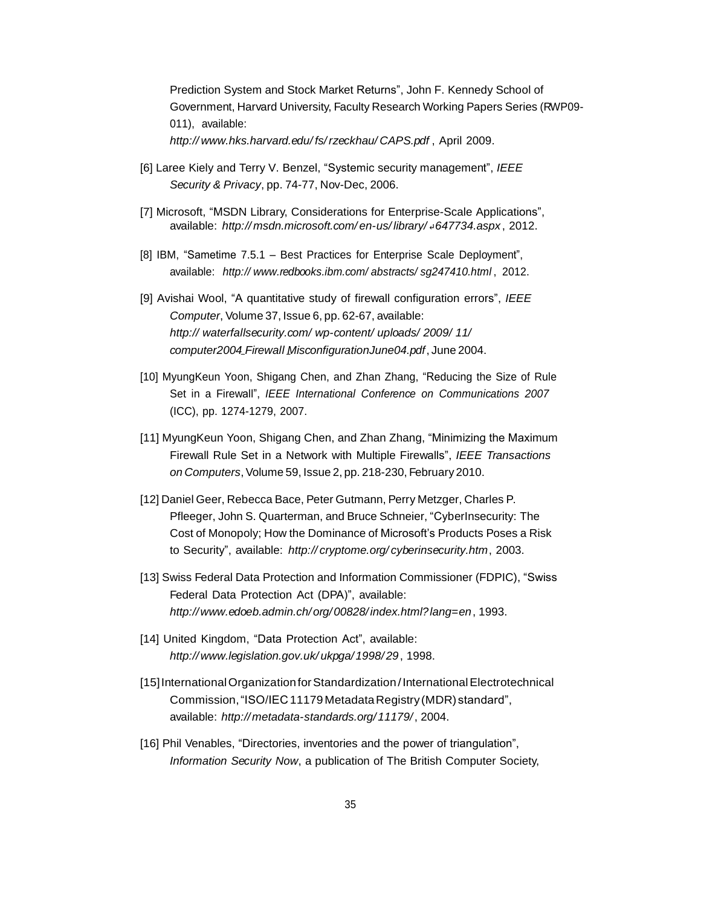Prediction System and Stock Market Returns", John F. Kennedy School of Government, Harvard University, Faculty Research Working Papers Series (RWP09-011), available: *http:// www.hks.harvard.edu/ fs/ rzeckhau/ CAPS.pdf* , April 2009.

[6] Laree Kiely and Terry V. Benzel, "Systemic security management", *IEEE Security & Privacy*, pp. 74-77, Nov-Dec, 2006.

[7] Microsoft, "MSDN Library, Considerations for Enterprise-Scale Applications", available: *http:// msdn.microsoft.com/ en-us/ library/ ↵647734.aspx* , 2012.

[8] IBM, "Sametime 7.5.1 – Best Practices for Enterprise Scale Deployment", available: *http:// www.redbooks.ibm.com/ abstracts/ sg247410.html* , 2012.

[9] Avishai Wool, "A quantitative study of firewall configuration errors", *IEEE Computer*, Volume 37, Issue 6, pp. 62-67, available: *http:// waterfallsecurity.com/ wp-content/ uploads/ 2009/ 11/ computer2004_Firewall_MisconfigurationJune04.pdf* , June 2004.

[10] MyungKeun Yoon, Shigang Chen, and Zhan Zhang, "Reducing the Size of Rule Set in a Firewall", *IEEE International Conference on Communications 2007* (ICC), pp. 1274-1279, 2007.

[11] MyungKeun Yoon, Shigang Chen, and Zhan Zhang, "Minimizing the Maximum Firewall Rule Set in a Network with Multiple Firewalls", *IEEE Transactions on Computers*, Volume 59, Issue 2, pp. 218-230, February 2010.

[12] Daniel Geer, Rebecca Bace, Peter Gutmann, Perry Metzger, Charles P. Pfleeger, John S. Quarterman, and Bruce Schneier, "CyberInsecurity: The Cost of Monopoly; How the Dominance of Microsoft's Products Poses a Risk to Security", available: *http:// cryptome.org/ cyberinsecurity.htm*, 2003.

[13] Swiss Federal Data Protection and Information Commissioner (FDPIC), "Swiss Federal Data Protection Act (DPA)", available: *http:// www.edoeb.admin.ch/ org/ 00828/ index.html? lang=en* , 1993.

[14] United Kingdom, "Data Protection Act", available: *http:// www.legislation.gov.uk/ ukpga/ 1998/ 29* , 1998.

[15] International Organization for Standardization / International Electrotechnical Commission, "ISO/IEC 11179 Metadata Registry (MDR) standard", available: *http:// metadata-standards.org/ 11179/* , 2004.

[16] Phil Venables, "Directories, inventories and the power of triangulation", *Information Security Now*, a publication of The British Computer Society,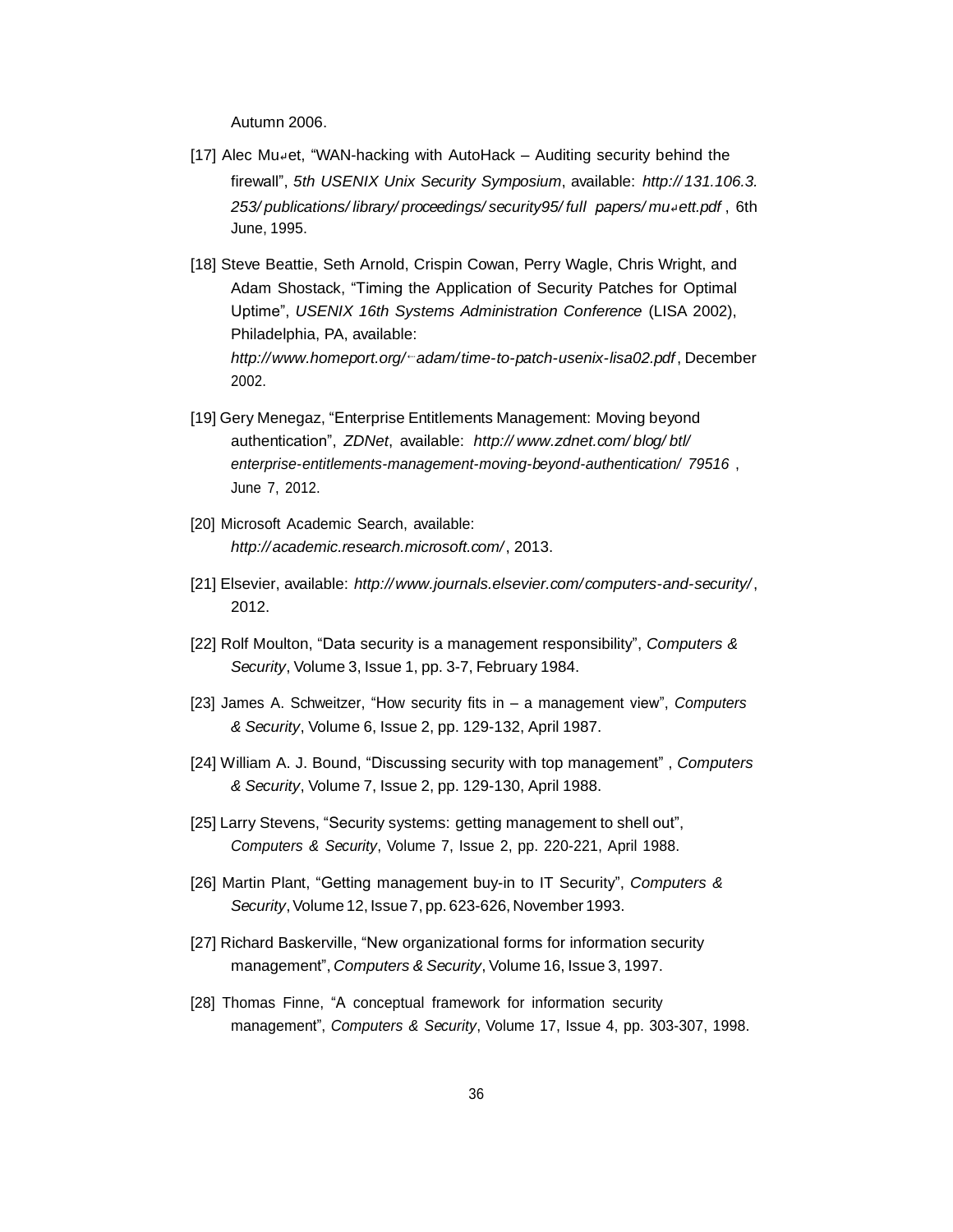Autumn 2006.

[17] Alec Mu↵et, "WAN-hacking with AutoHack – Auditing security behind the firewall", *5th USENIX Unix Security Symposium*, available: *http:// 131.106.3. 253/ publications/ library/ proceedings/ security95/ full papers/ mu↵ett.pdf* , 6th June, 1995.

[18] Steve Beattie, Seth Arnold, Crispin Cowan, Perry Wagle, Chris Wright, and Adam Shostack, "Timing the Application of Security Patches for Optimal Uptime", *USENIX 16th Systems Administration Conference* (LISA 2002), Philadelphia, PA, available: *http:// www.homeport.org/ ⇠adam/ time-to-patch-usenix-lisa02.pdf* , December 2002.

[19] Gery Menegaz, "Enterprise Entitlements Management: Moving beyond authentication", *ZDNet*, available: *http:// www.zdnet.com/ blog/ btl/ enterprise-entitlements-management-moving-beyond-authentication/ 79516* , June 7, 2012.

[20] Microsoft Academic Search, available: *http:// academic.research.microsoft.com/* , 2013.

[21] Elsevier, available: *http:// www.journals.elsevier.com/ computers-and-security/* , 2012.

[22] Rolf Moulton, "Data security is a management responsibility", *Computers & Security*, Volume 3, Issue 1, pp. 3-7, February 1984.

[23] James A. Schweitzer, "How security fits in – a management view", *Computers & Security*, Volume 6, Issue 2, pp. 129-132, April 1987.

[24] William A. J. Bound, "Discussing security with top management" , *Computers & Security*, Volume 7, Issue 2, pp. 129-130, April 1988.

[25] Larry Stevens, "Security systems: getting management to shell out", *Computers & Security*, Volume 7, Issue 2, pp. 220-221, April 1988.

[26] Martin Plant, "Getting management buy-in to IT Security", *Computers & Security*, Volume 12, Issue 7, pp. 623-626, November 1993.

[27] Richard Baskerville, "New organizational forms for information security management", *Computers & Security*, Volume 16, Issue 3, 1997.

[28] Thomas Finne, "A conceptual framework for information security management", *Computers & Security*, Volume 17, Issue 4, pp. 303-307, 1998.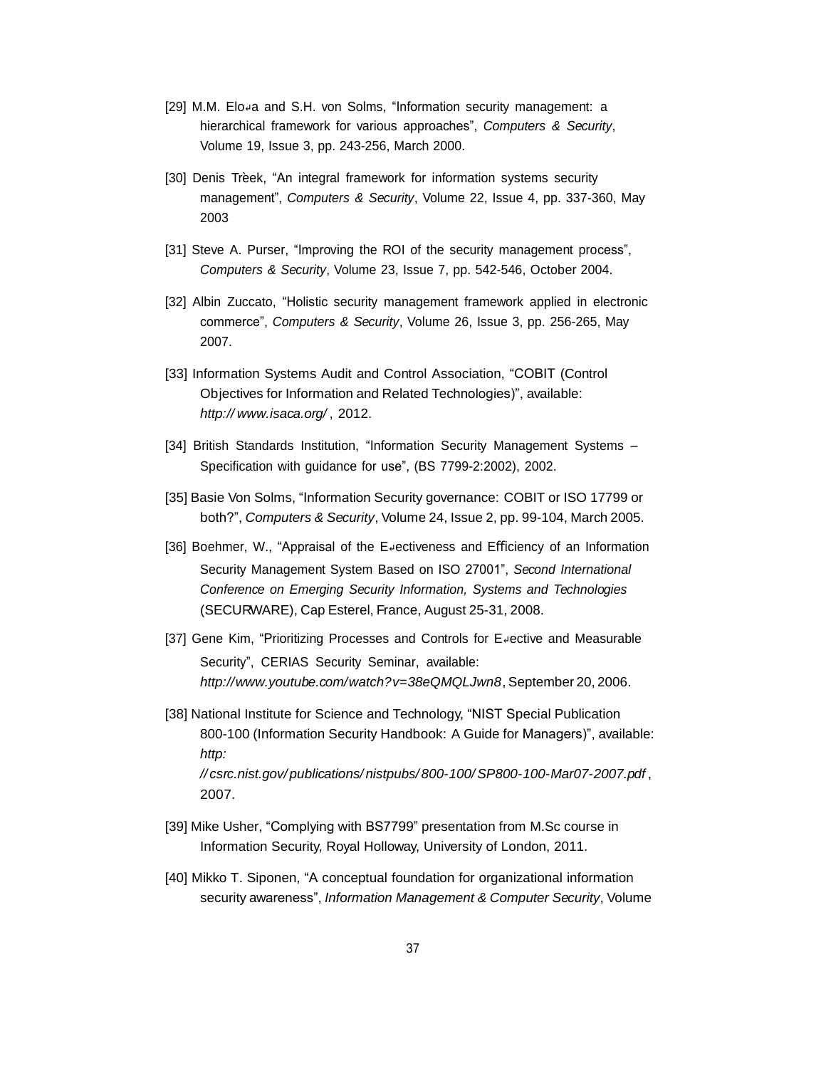[29] M.M. Elo↵a and S.H. von Solms, "Information security management: a hierarchical framework for various approaches", *Computers & Security*, Volume 19, Issue 3, pp. 243-256, March 2000.

[30] Denis Trèek, "An integral framework for information systems security management", *Computers & Security*, Volume 22, Issue 4, pp. 337-360, May 2003

[31] Steve A. Purser, "Improving the ROI of the security management process", *Computers & Security*, Volume 23, Issue 7, pp. 542-546, October 2004.

[32] Albin Zuccato, "Holistic security management framework applied in electronic commerce", *Computers & Security*, Volume 26, Issue 3, pp. 256-265, May 2007.

[33] Information Systems Audit and Control Association, "COBIT (Control Objectives for Information and Related Technologies)", available: *http:// www.isaca.org/* , 2012.

[34] British Standards Institution, "Information Security Management Systems – Specification with guidance for use", (BS 7799-2:2002), 2002.

[35] Basie Von Solms, "Information Security governance: COBIT or ISO 17799 or both?", *Computers & Security*, Volume 24, Issue 2, pp. 99-104, March 2005.

[36] Boehmer, W., "Appraisal of the E↵ectiveness and Efficiency of an Information Security Management System Based on ISO 27001", *Second International Conference on Emerging Security Information, Systems and Technologies* (SECURWARE), Cap Esterel, France, August 25-31, 2008.

[37] Gene Kim, "Prioritizing Processes and Controls for E↵ective and Measurable Security", CERIAS Security Seminar, available: *http://www.youtube.com/watch?v=38eQMQLJwn8*, September 20, 2006.

[38] National Institute for Science and Technology, "NIST Special Publication 800-100 (Information Security Handbook: A Guide for Managers)", available: *http: // csrc.nist.gov/ publications/ nistpubs/ 800-100/ SP800-100-Mar07-2007.pdf* , 2007.

[39] Mike Usher, "Complying with BS7799" presentation from M.Sc course in Information Security, Royal Holloway, University of London, 2011.

[40] Mikko T. Siponen, "A conceptual foundation for organizational information security awareness", *Information Management & Computer Security*, Volume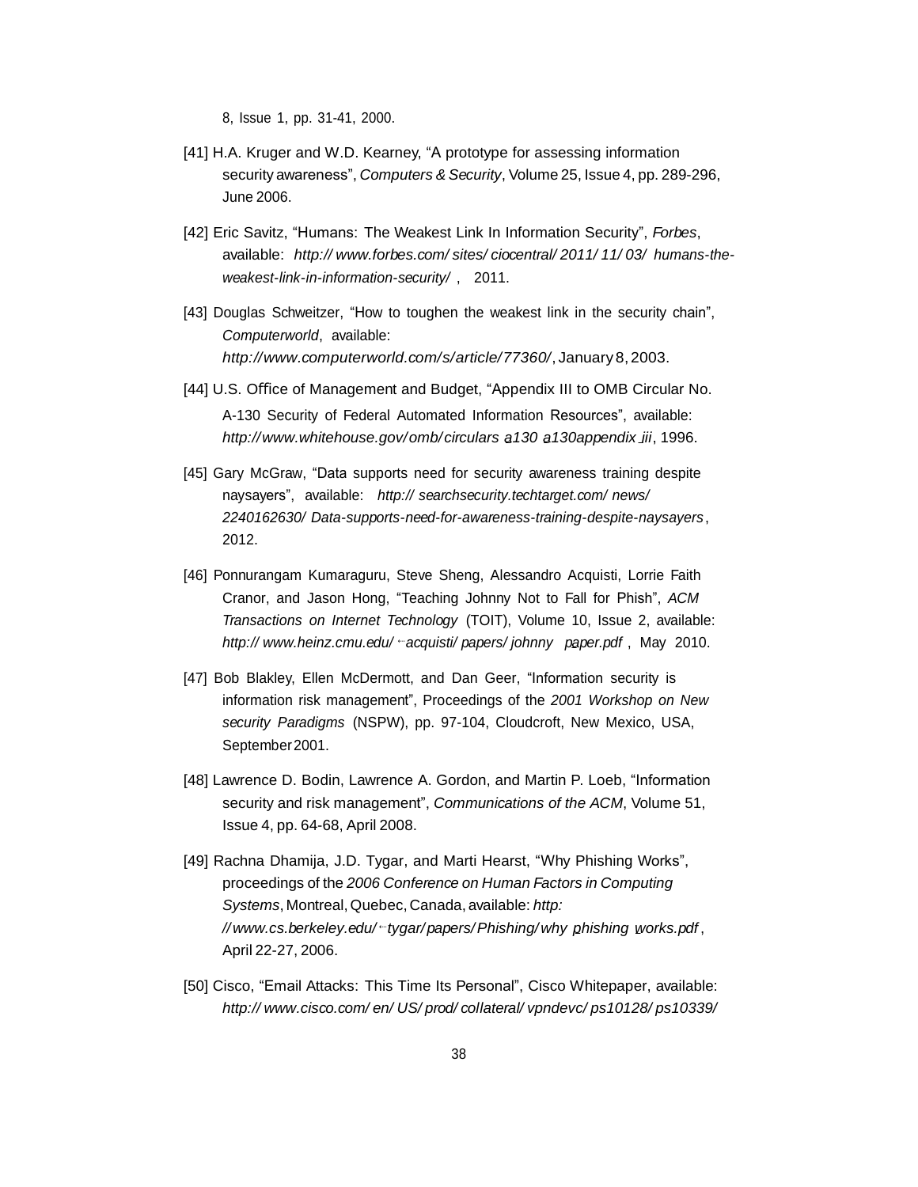8, Issue 1, pp. 31-41, 2000.

[41] H.A. Kruger and W.D. Kearney, "A prototype for assessing information security awareness", *Computers & Security*, Volume 25, Issue 4, pp. 289-296, June 2006.

[42] Eric Savitz, "Humans: The Weakest Link In Information Security", *Forbes*, available: *http:// www.forbes.com/ sites/ ciocentral/ 2011/ 11/ 03/ humans-the-weakest-link-in-information-security/* , 2011.

[43] Douglas Schweitzer, "How to toughen the weakest link in the security chain", *Computerworld*, available: *http://www.computerworld.com/s/article/77360/*, January 8, 2003.

[44] U.S. Office of Management and Budget, "Appendix III to OMB Circular No. A-130 Security of Federal Automated Information Resources", available: *http://www.whitehouse.gov/omb/circulars a130 a130appendix iii*, 1996.

[45] Gary McGraw, "Data supports need for security awareness training despite naysayers", available: *http:// searchsecurity.techtarget.com/ news/ 2240162630/ Data-supports-need-for-awareness-training-despite-naysayers*, 2012.

[46] Ponnurangam Kumaraguru, Steve Sheng, Alessandro Acquisti, Lorrie Faith Cranor, and Jason Hong, "Teaching Johnny Not to Fall for Phish", *ACM Transactions on Internet Technology* (TOIT), Volume 10, Issue 2, available: *http:// www.heinz.cmu.edu/ ~acquisti/ papers/ johnny paper.pdf* , May 2010.

[47] Bob Blakley, Ellen McDermott, and Dan Geer, "Information security is information risk management", Proceedings of the *2001 Workshop on New security Paradigms* (NSPW), pp. 97-104, Cloudcroft, New Mexico, USA, September 2001.

[48] Lawrence D. Bodin, Lawrence A. Gordon, and Martin P. Loeb, "Information security and risk management", *Communications of the ACM*, Volume 51, Issue 4, pp. 64-68, April 2008.

[49] Rachna Dhamija, J.D. Tygar, and Marti Hearst, "Why Phishing Works", proceedings of the *2006 Conference on Human Factors in Computing Systems*, Montreal, Quebec, Canada, available: *http: //www.cs.berkeley.edu/ ~tygar/ papers/ Phishing/ why phishing works.pdf* , April 22-27, 2006.

[50] Cisco, "Email Attacks: This Time Its Personal", Cisco Whitepaper, available: *http:// www.cisco.com/ en/ US/ prod/ collateral/ vpndevc/ ps10128/ ps10339/*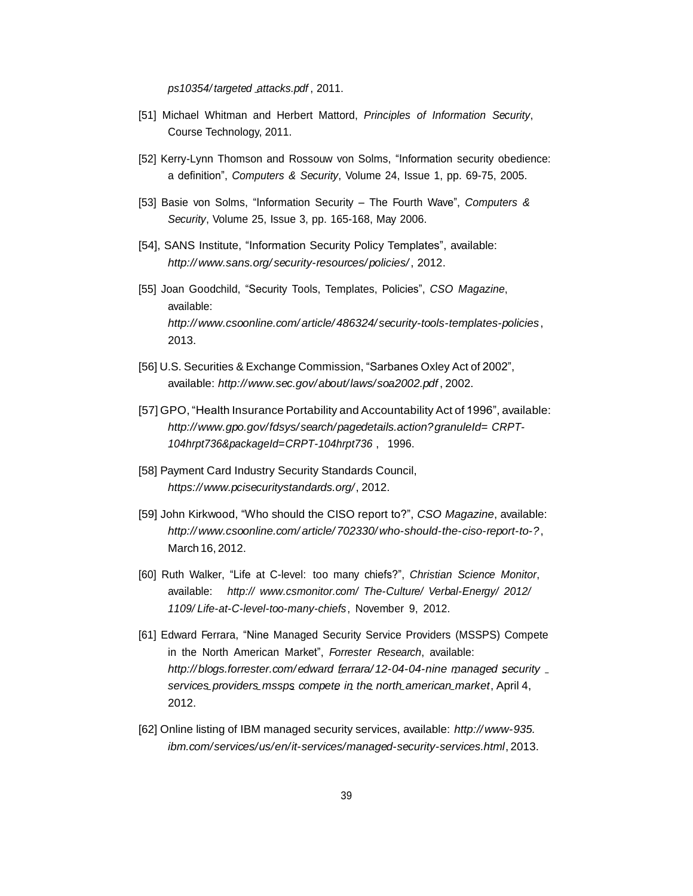*ps10354/targeted_attacks.pdf*, 2011.

[51] Michael Whitman and Herbert Mattord, *Principles of Information Security*, Course Technology, 2011.

[52] Kerry-Lynn Thomson and Rossouw von Solms, "Information security obedience: a definition", *Computers & Security*, Volume 24, Issue 1, pp. 69-75, 2005.

[53] Basie von Solms, "Information Security – The Fourth Wave", *Computers & Security*, Volume 25, Issue 3, pp. 165-168, May 2006.

[54], SANS Institute, "Information Security Policy Templates", available: *http://www.sans.org/security-resources/policies/*, 2012.

[55] Joan Goodchild, "Security Tools, Templates, Policies", *CSO Magazine*, available: *http://www.csoonline.com/article/486324/security-tools-templates-policies*, 2013.

[56] U.S. Securities & Exchange Commission, "Sarbanes Oxley Act of 2002", available: *http://www.sec.gov/about/laws/soa2002.pdf*, 2002.

[57] GPO, "Health Insurance Portability and Accountability Act of 1996", available: *http://www.gpo.gov/fdsys/search/pagedetails.action?granuleId= CRPT-104hrpt736&packageId=CRPT-104hrpt736*, 1996.

[58] Payment Card Industry Security Standards Council, *https://www.pcisecuritystandards.org/*, 2012.

[59] John Kirkwood, "Who should the CISO report to?", *CSO Magazine*, available: *http://www.csoonline.com/article/702330/who-should-the-ciso-report-to-?*, March 16, 2012.

[60] Ruth Walker, "Life at C-level: too many chiefs?", *Christian Science Monitor*, available: *http:// www.csmonitor.com/ The-Culture/ Verbal-Energy/ 2012/ 1109/Life-at-C-level-too-many-chiefs*, November 9, 2012.

[61] Edward Ferrara, "Nine Managed Security Service Providers (MSSPS) Compete in the North American Market", *Forrester Research*, available: *http://blogs.forrester.com/edward_ferrara/12-04-04-nine_managed_security_services_providers_mssps_compete_in_the_north_american_market*, April 4, 2012.

[62] Online listing of IBM managed security services, available: *http://www-935.ibm.com/services/us/en/it-services/managed-security-services.html*, 2013.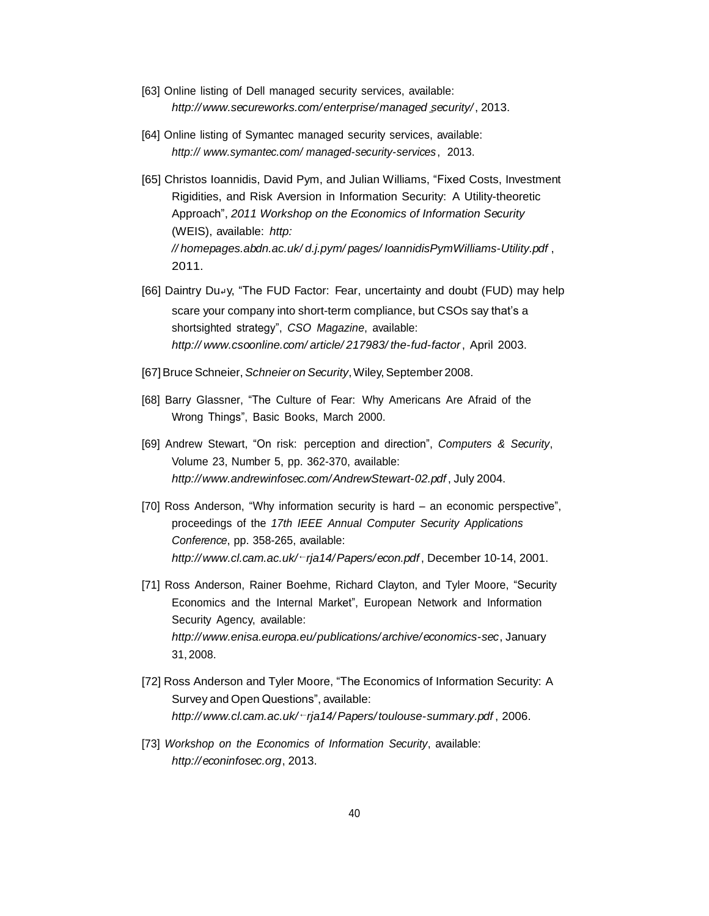[63] Online listing of Dell managed security services, available: *http://www.secureworks.com/enterprise/managed_security/*, 2013.

[64] Online listing of Symantec managed security services, available: *http://www.symantec.com/managed-security-services*, 2013.

[65] Christos Ioannidis, David Pym, and Julian Williams, "Fixed Costs, Investment Rigidities, and Risk Aversion in Information Security: A Utility-theoretic Approach", *2011 Workshop on the Economics of Information Security* (WEIS), available: *http://homepages.abdn.ac.uk/d.j.pym/pages/IoannidisPymWilliams-Utility.pdf*, 2011.

[66] Daintry Duffy, "The FUD Factor: Fear, uncertainty and doubt (FUD) may help scare your company into short-term compliance, but CSOs say that's a shortsighted strategy", *CSO Magazine*, available: *http://www.csoonline.com/article/217983/the-fud-factor*, April 2003.

[67] Bruce Schneier, *Schneier on Security*, Wiley, September 2008.

[68] Barry Glassner, "The Culture of Fear: Why Americans Are Afraid of the Wrong Things", Basic Books, March 2000.

[69] Andrew Stewart, "On risk: perception and direction", *Computers & Security*, Volume 23, Number 5, pp. 362-370, available: *http://www.andrewinfosec.com/AndrewStewart-02.pdf*, July 2004.

[70] Ross Anderson, "Why information security is hard – an economic perspective", proceedings of the *17th IEEE Annual Computer Security Applications Conference*, pp. 358-265, available: *http://www.cl.cam.ac.uk/~rja14/Papers/econ.pdf*, December 10-14, 2001.

[71] Ross Anderson, Rainer Boehme, Richard Clayton, and Tyler Moore, "Security Economics and the Internal Market", European Network and Information Security Agency, available: *http://www.enisa.europa.eu/publications/archive/economics-sec*, January 31, 2008.

[72] Ross Anderson and Tyler Moore, "The Economics of Information Security: A Survey and Open Questions", available: *http://www.cl.cam.ac.uk/~rja14/Papers/toulouse-summary.pdf*, 2006.

[73] *Workshop on the Economics of Information Security*, available: *http://econinfosec.org*, 2013.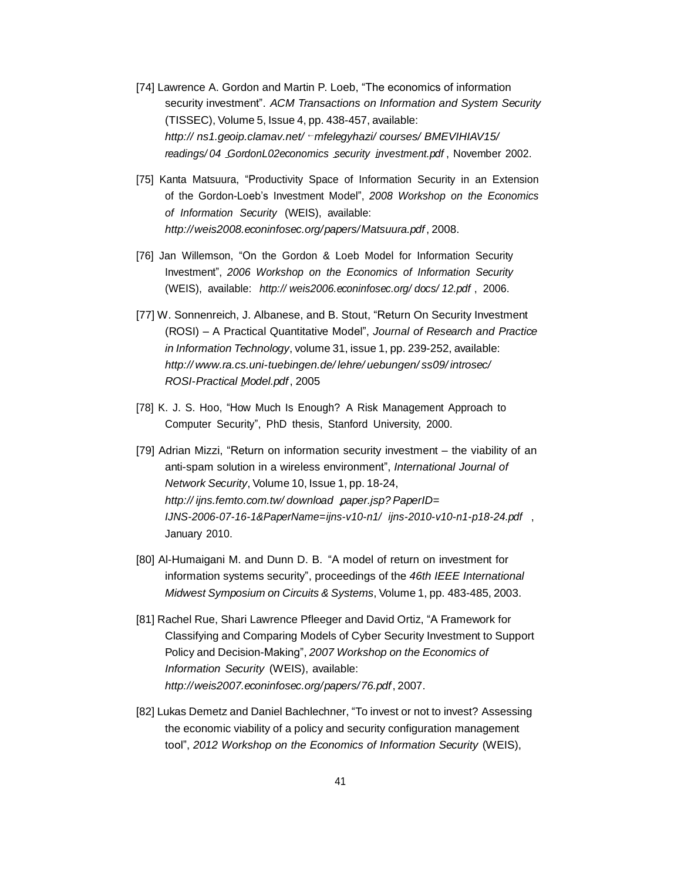[74] Lawrence A. Gordon and Martin P. Loeb, "The economics of information security investment". *ACM Transactions on Information and System Security* (TISSEC), Volume 5, Issue 4, pp. 438-457, available: *http:// ns1.geoip.clamav.net/ ~mfelegyhazi/ courses/ BMEVIHIAV15/ readings/ 04 _GordonL02economics _security _investment.pdf* , November 2002.

[75] Kanta Matsuura, "Productivity Space of Information Security in an Extension of the Gordon-Loeb's Investment Model", *2008 Workshop on the Economics of Information Security* (WEIS), available: *http://weis2008.econinfosec.org/papers/Matsuura.pdf* , 2008.

[76] Jan Willemson, "On the Gordon & Loeb Model for Information Security Investment", *2006 Workshop on the Economics of Information Security* (WEIS), available: *http:// weis2006.econinfosec.org/ docs/ 12.pdf* , 2006.

[77] W. Sonnenreich, J. Albanese, and B. Stout, "Return On Security Investment (ROSI) – A Practical Quantitative Model", *Journal of Research and Practice in Information Technology*, volume 31, issue 1, pp. 239-252, available: *http:// www.ra.cs.uni-tuebingen.de/ lehre/ uebungen/ ss09/ introsec/ ROSI-Practical _Model.pdf* , 2005

[78] K. J. S. Hoo, "How Much Is Enough? A Risk Management Approach to Computer Security", PhD thesis, Stanford University, 2000.

[79] Adrian Mizzi, "Return on information security investment – the viability of an anti-spam solution in a wireless environment", *International Journal of Network Security*, Volume 10, Issue 1, pp. 18-24, *http:// ijns.femto.com.tw/ download _paper.jsp? PaperID= IJNS-2006-07-16-1&PaperName=ijns-v10-n1/ ijns-2010-v10-n1-p18-24.pdf* , January 2010.

[80] Al-Humaigani M. and Dunn D. B. "A model of return on investment for information systems security", proceedings of the *46th IEEE International Midwest Symposium on Circuits & Systems*, Volume 1, pp. 483-485, 2003.

[81] Rachel Rue, Shari Lawrence Pfleeger and David Ortiz, "A Framework for Classifying and Comparing Models of Cyber Security Investment to Support Policy and Decision-Making", *2007 Workshop on the Economics of Information Security* (WEIS), available: *http://weis2007.econinfosec.org/papers/76.pdf* , 2007.

[82] Lukas Demetz and Daniel Bachlechner, "To invest or not to invest? Assessing the economic viability of a policy and security configuration management tool", *2012 Workshop on the Economics of Information Security* (WEIS),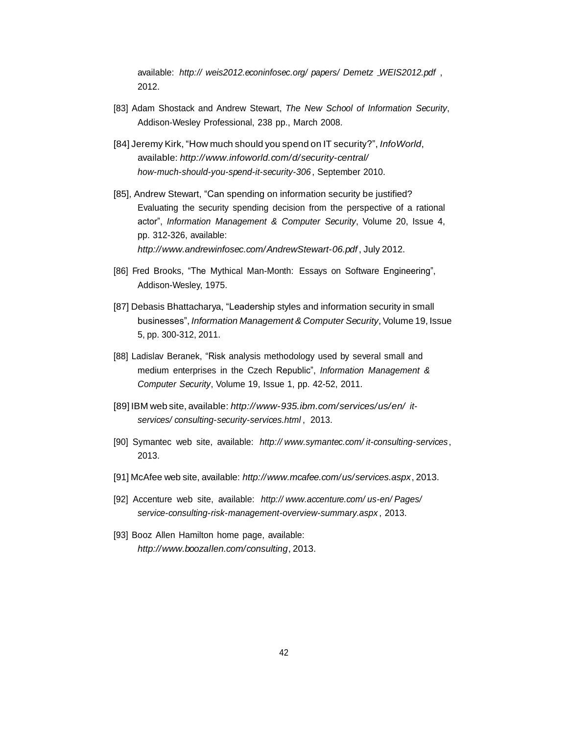available: *http:// weis2012.econinfosec.org/ papers/ Demetz _WEIS2012.pdf* , 2012.

[83] Adam Shostack and Andrew Stewart, *The New School of Information Security*, Addison-Wesley Professional, 238 pp., March 2008.

[84] Jeremy Kirk, “How much should you spend on IT security?”, *InfoWorld*, available: *http://www.infoworld.com/d/security-central/ how-much-should-you-spend-it-security-306* , September 2010.

[85], Andrew Stewart, “Can spending on information security be justified? Evaluating the security spending decision from the perspective of a rational actor”, *Information Management & Computer Security*, Volume 20, Issue 4, pp. 312-326, available: *http://www.andrewinfosec.com/AndrewStewart-06.pdf* , July 2012.

[86] Fred Brooks, “The Mythical Man-Month: Essays on Software Engineering”, Addison-Wesley, 1975.

[87] Debasis Bhattacharya, “Leadership styles and information security in small businesses”, *Information Management & Computer Security*, Volume 19, Issue 5, pp. 300-312, 2011.

[88] Ladislav Beranek, “Risk analysis methodology used by several small and medium enterprises in the Czech Republic”, *Information Management & Computer Security*, Volume 19, Issue 1, pp. 42-52, 2011.

[89] IBM web site, available: *http://www-935.ibm.com/services/us/en/ it-services/ consulting-security-services.html* , 2013.

[90] Symantec web site, available: *http:// www.symantec.com/ it-consulting-services*, 2013.

[91] McAfee web site, available: *http://www.mcafee.com/us/services.aspx*, 2013.

[92] Accenture web site, available: *http:// www.accenture.com/ us-en/ Pages/ service-consulting-risk-management-overview-summary.aspx* , 2013.

[93] Booz Allen Hamilton home page, available: *http://www.boozallen.com/consulting*, 2013.